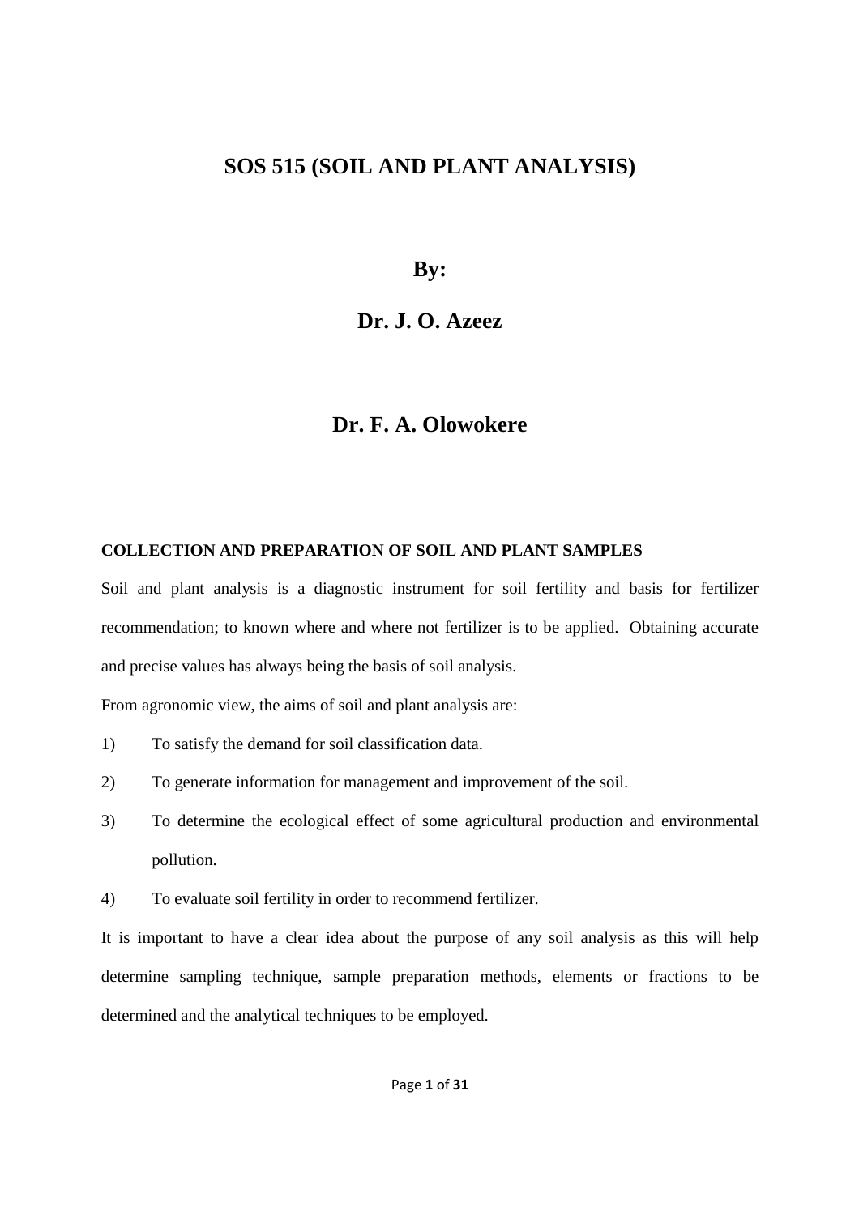# SOS 515 (SOIL AND PLANT ANALYSIS)

**By:**

**Dr. J. O. Azeez**

**Dr. F. A. Olowokere**

## COLLECTION AND PREPARATION OF SOIL AND PLANT SAMPLES

Soil and plant analysis is a diagnostic instrument for soil fertility and basis for fertilizer recommendation; to known where and where not fertilizer is to be applied. Obtaining accurate and precise values has always being the basis of soil analysis.

From agronomic view, the aims of soil and plant analysis are:

1) To satisfy the demand for soil classification data.
2) To generate information for management and improvement of the soil.
3) To determine the ecological effect of some agricultural production and environmental pollution.
4) To evaluate soil fertility in order to recommend fertilizer.

It is important to have a clear idea about the purpose of any soil analysis as this will help determine sampling technique, sample preparation methods, elements or fractions to be determined and the analytical techniques to be employed.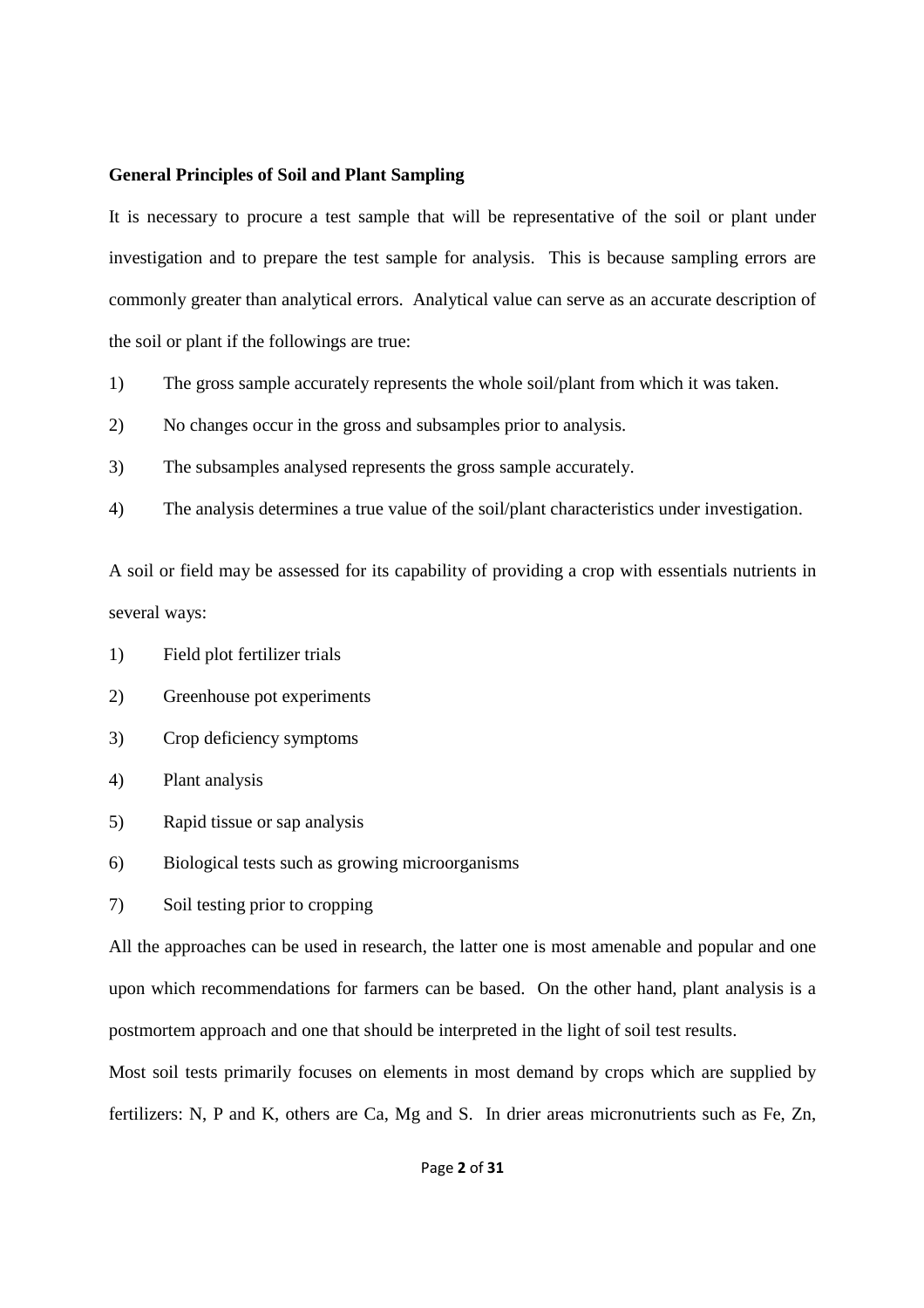**General Principles of Soil and Plant Sampling**

It is necessary to procure a test sample that will be representative of the soil or plant under investigation and to prepare the test sample for analysis. This is because sampling errors are commonly greater than analytical errors. Analytical value can serve as an accurate description of the soil or plant if the followings are true:

1) The gross sample accurately represents the whole soil/plant from which it was taken.
2) No changes occur in the gross and subsamples prior to analysis.
3) The subsamples analysed represents the gross sample accurately.
4) The analysis determines a true value of the soil/plant characteristics under investigation.

A soil or field may be assessed for its capability of providing a crop with essentials nutrients in several ways:

1) Field plot fertilizer trials
2) Greenhouse pot experiments
3) Crop deficiency symptoms
4) Plant analysis
5) Rapid tissue or sap analysis
6) Biological tests such as growing microorganisms
7) Soil testing prior to cropping

All the approaches can be used in research, the latter one is most amenable and popular and one upon which recommendations for farmers can be based. On the other hand, plant analysis is a postmortem approach and one that should be interpreted in the light of soil test results.

Most soil tests primarily focuses on elements in most demand by crops which are supplied by fertilizers: N, P and K, others are Ca, Mg and S. In drier areas micronutrients such as Fe, Zn,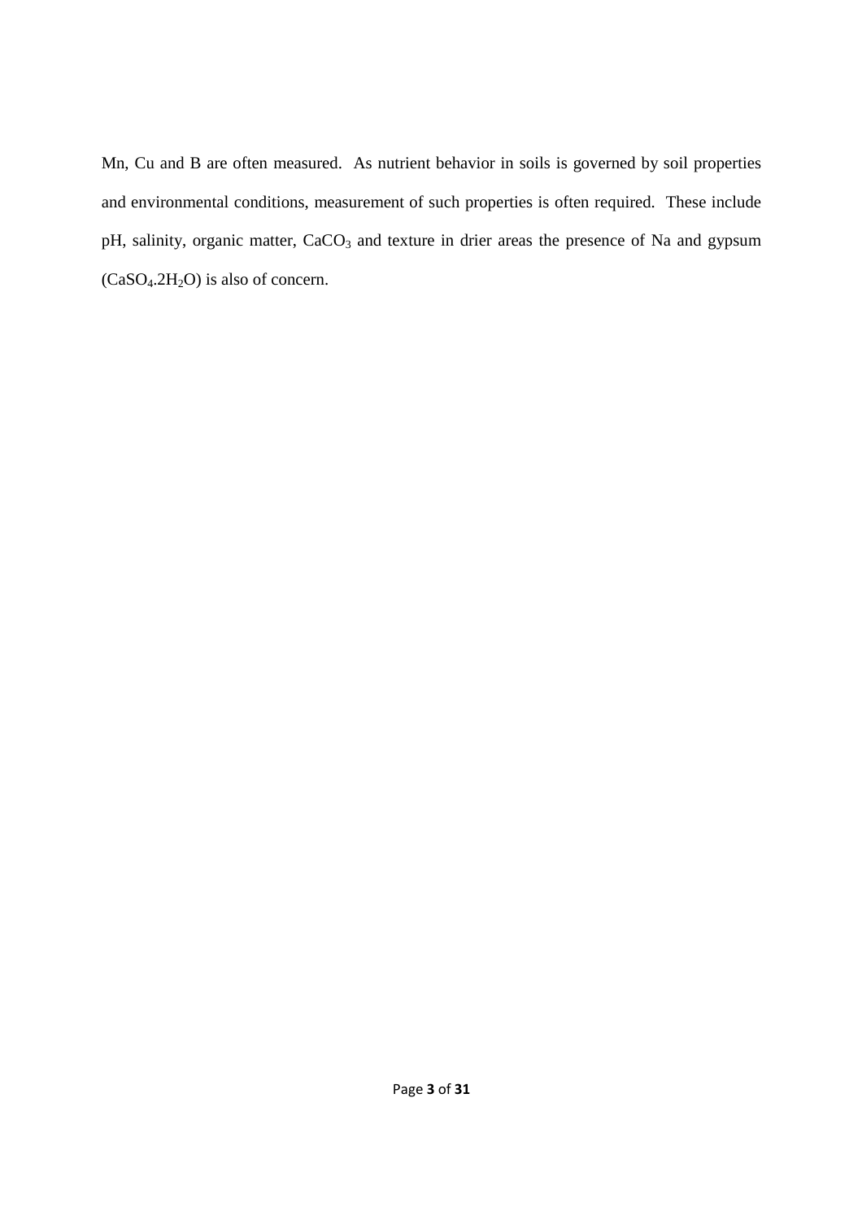Mn, Cu and B are often measured. As nutrient behavior in soils is governed by soil properties and environmental conditions, measurement of such properties is often required. These include pH, salinity, organic matter, $CaCO_3$ and texture in drier areas the presence of Na and gypsum ($CaSO_4.2H_2O$) is also of concern.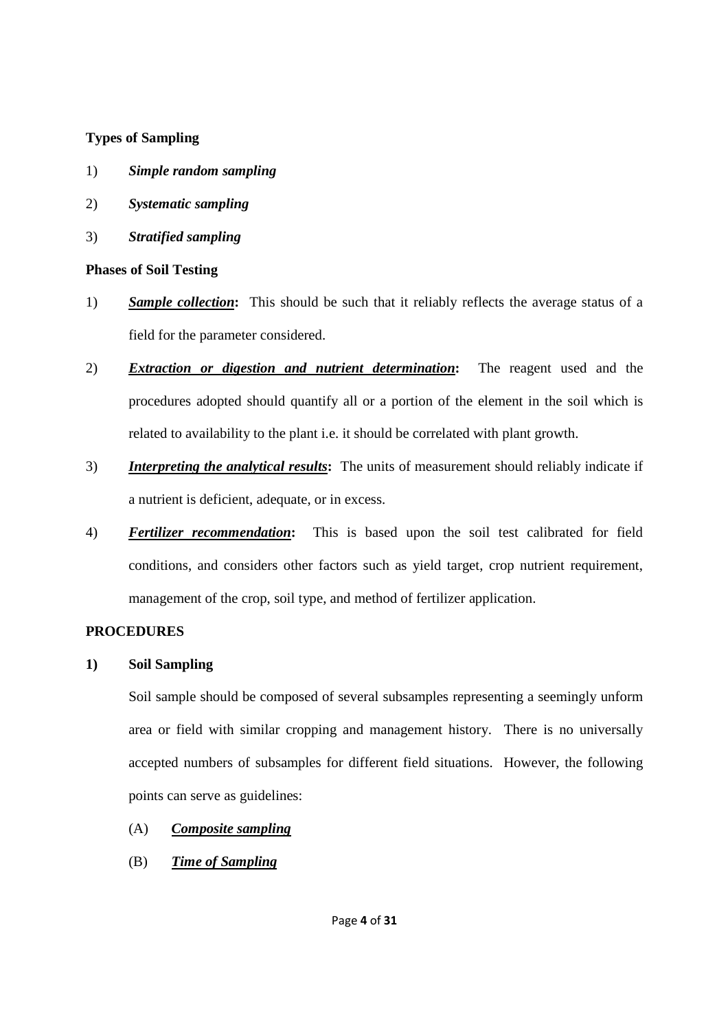**Types of Sampling**

1) ***Simple random sampling***

2) ***Systematic sampling***

3) ***Stratified sampling***

**Phases of Soil Testing**

1) ***Sample collection*****:** This should be such that it reliably reflects the average status of a field for the parameter considered.

2) ***Extraction or digestion and nutrient determination*****:** The reagent used and the procedures adopted should quantify all or a portion of the element in the soil which is related to availability to the plant i.e. it should be correlated with plant growth.

3) ***Interpreting the analytical results*****:** The units of measurement should reliably indicate if a nutrient is deficient, adequate, or in excess.

4) ***Fertilizer recommendation*****:** This is based upon the soil test calibrated for field conditions, and considers other factors such as yield target, crop nutrient requirement, management of the crop, soil type, and method of fertilizer application.

**PROCEDURES**

**1) Soil Sampling**

Soil sample should be composed of several subsamples representing a seemingly unform area or field with similar cropping and management history. There is no universally accepted numbers of subsamples for different field situations. However, the following points can serve as guidelines:

(A) ***Composite sampling***

(B) ***Time of Sampling***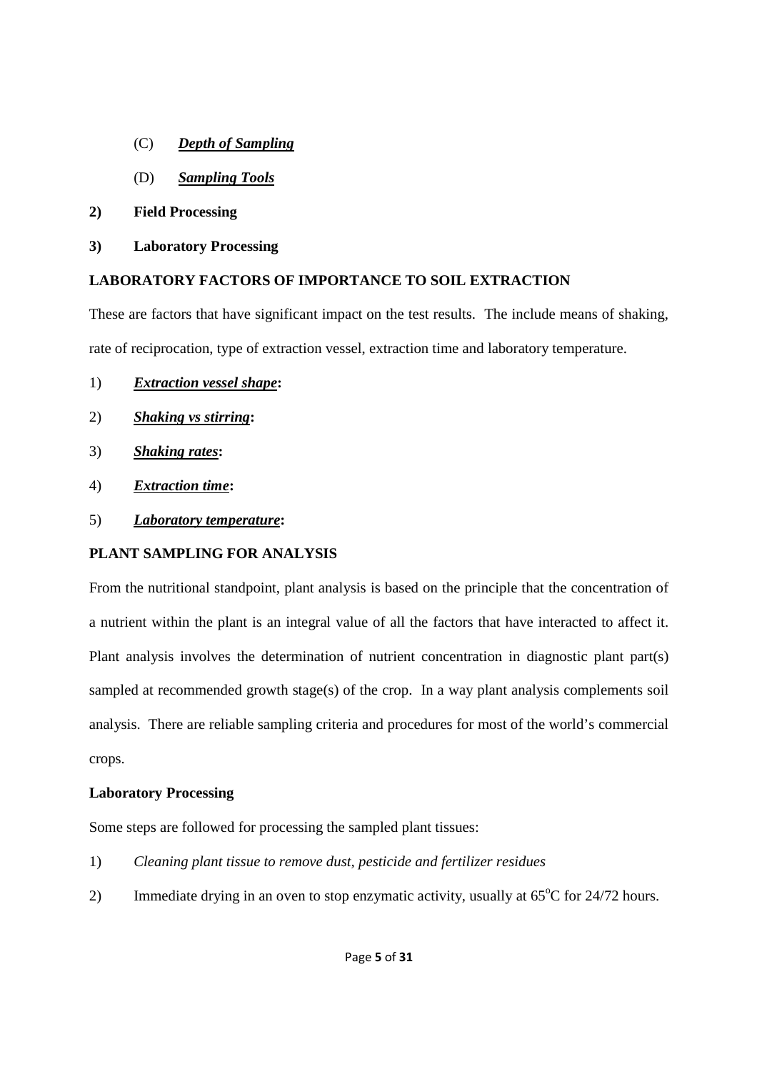(C) ***Depth of Sampling***

(D) ***Sampling Tools***

**2) Field Processing**

**3) Laboratory Processing**

**LABORATORY FACTORS OF IMPORTANCE TO SOIL EXTRACTION**

These are factors that have significant impact on the test results. The include means of shaking, rate of reciprocation, type of extraction vessel, extraction time and laboratory temperature.

1) ***Extraction vessel shape*:**

2) ***Shaking vs stirring*:**

3) ***Shaking rates*:**

4) ***Extraction time*:**

5) ***Laboratory temperature*:**

**PLANT SAMPLING FOR ANALYSIS**

From the nutritional standpoint, plant analysis is based on the principle that the concentration of a nutrient within the plant is an integral value of all the factors that have interacted to affect it. Plant analysis involves the determination of nutrient concentration in diagnostic plant part(s) sampled at recommended growth stage(s) of the crop. In a way plant analysis complements soil analysis. There are reliable sampling criteria and procedures for most of the world's commercial crops.

**Laboratory Processing**

Some steps are followed for processing the sampled plant tissues:

1) *Cleaning plant tissue to remove dust, pesticide and fertilizer residues*

2) Immediate drying in an oven to stop enzymatic activity, usually at $65^oC$ for 24/72 hours.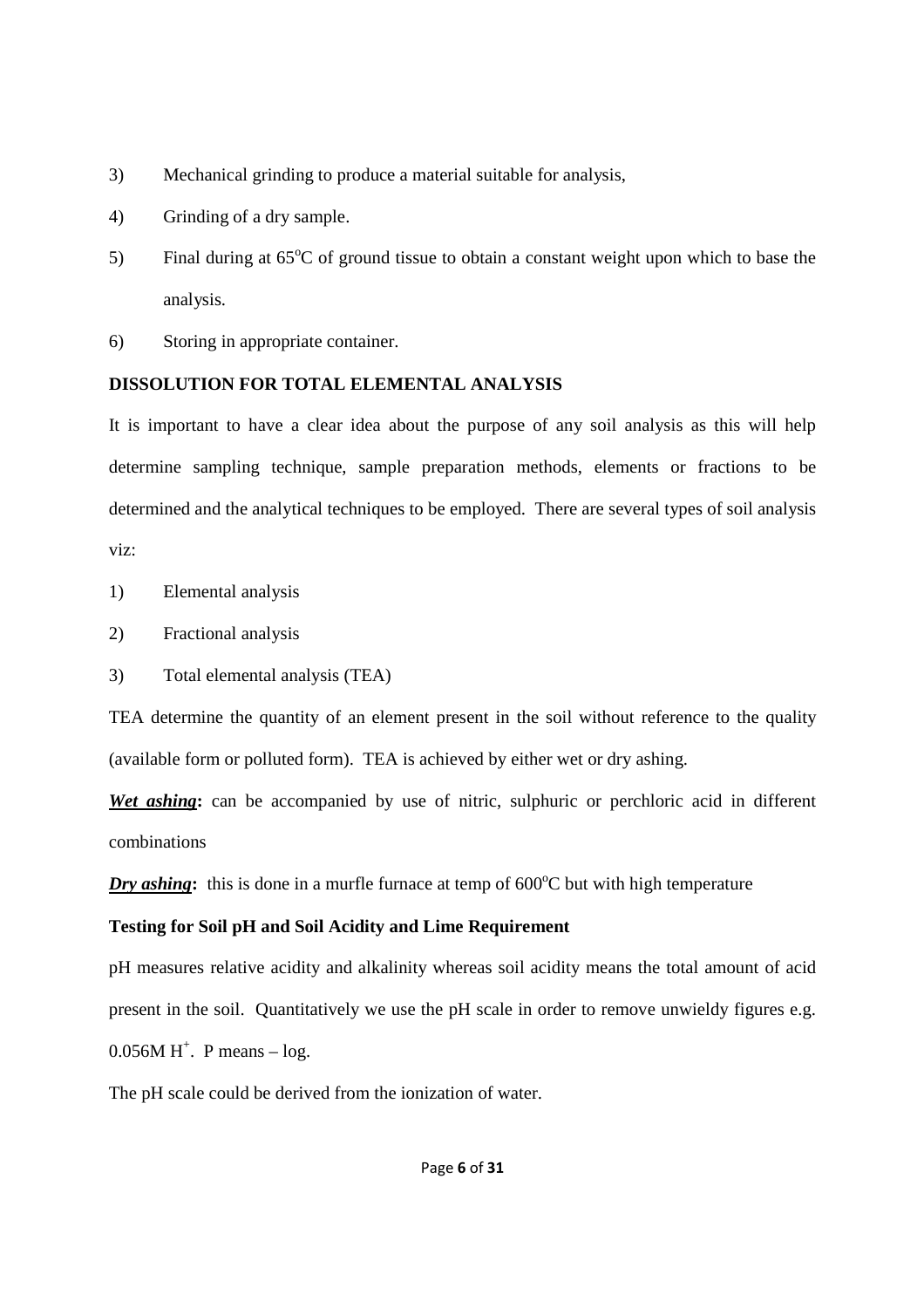3) Mechanical grinding to produce a material suitable for analysis,

4) Grinding of a dry sample.

5) Final during at 65$^oC$ of ground tissue to obtain a constant weight upon which to base the analysis.

6) Storing in appropriate container.

**DISSOLUTION FOR TOTAL ELEMENTAL ANALYSIS**

It is important to have a clear idea about the purpose of any soil analysis as this will help determine sampling technique, sample preparation methods, elements or fractions to be determined and the analytical techniques to be employed. There are several types of soil analysis viz:

1) Elemental analysis

2) Fractional analysis

3) Total elemental analysis (TEA)

TEA determine the quantity of an element present in the soil without reference to the quality (available form or polluted form). TEA is achieved by either wet or dry ashing.

***Wet ashing*:** can be accompanied by use of nitric, sulphuric or perchloric acid in different combinations

***Dry ashing*:** this is done in a murfle furnace at temp of 600$^oC$ but with high temperature

**Testing for Soil pH and Soil Acidity and Lime Requirement**

pH measures relative acidity and alkalinity whereas soil acidity means the total amount of acid present in the soil. Quantitatively we use the pH scale in order to remove unwieldy figures e.g. 0.056M $H^+$. P means – log.

The pH scale could be derived from the ionization of water.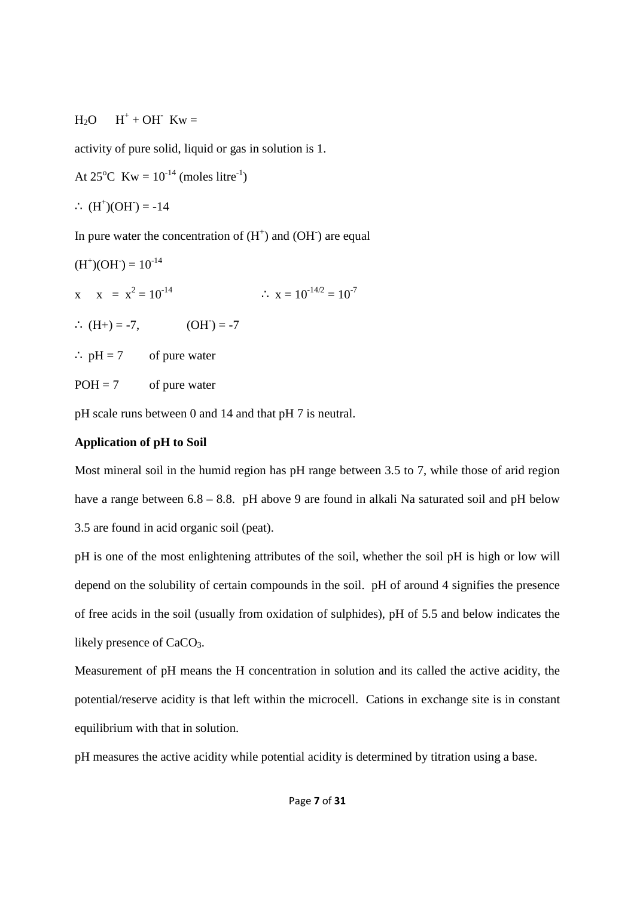$H_2O \quad H^+ + OH^- \;\; Kw =$

activity of pure solid, liquid or gas in solution is 1.

At $25^oC$ $Kw = 10^{-14}$ (moles $litre^{-1}$)

$\therefore (H^+)(OH^-) = -14$

In pure water the concentration of $(H^+)$ and $(OH^-)$ are equal

$(H^+)(OH^-) = 10^{-14}$

$x \quad x = x^2 = 10^{-14} \qquad\qquad \therefore x = 10^{-14/2} = 10^{-7}$

$\therefore (H+) = -7, \qquad (OH^-) = -7$

$\therefore pH = 7$ of pure water

$POH = 7$ of pure water

pH scale runs between 0 and 14 and that pH 7 is neutral.

**Application of pH to Soil**

Most mineral soil in the humid region has pH range between 3.5 to 7, while those of arid region have a range between 6.8 – 8.8. pH above 9 are found in alkali Na saturated soil and pH below 3.5 are found in acid organic soil (peat).

pH is one of the most enlightening attributes of the soil, whether the soil pH is high or low will depend on the solubility of certain compounds in the soil. pH of around 4 signifies the presence of free acids in the soil (usually from oxidation of sulphides), pH of 5.5 and below indicates the likely presence of $CaCO_3$.

Measurement of pH means the H concentration in solution and its called the active acidity, the potential/reserve acidity is that left within the microcell. Cations in exchange site is in constant equilibrium with that in solution.

pH measures the active acidity while potential acidity is determined by titration using a base.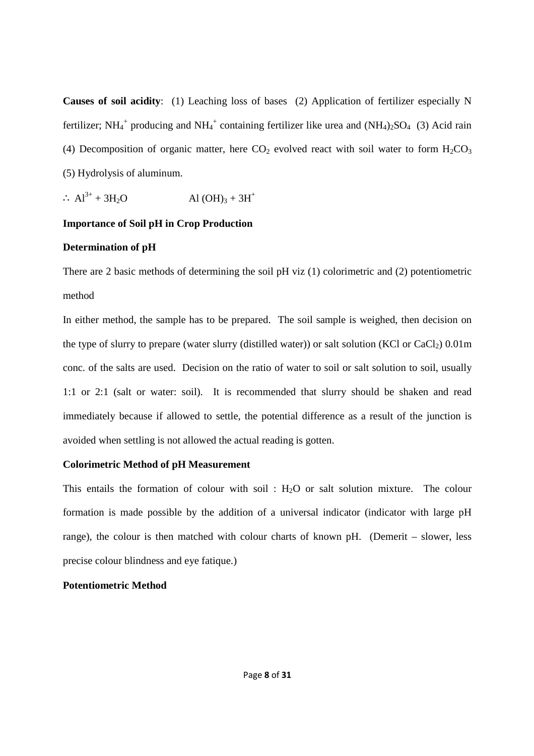**Causes of soil acidity**: (1) Leaching loss of bases (2) Application of fertilizer especially N fertilizer; $NH_4^+$ producing and $NH_4^+$ containing fertilizer like urea and $(NH_4)_2SO_4$ (3) Acid rain (4) Decomposition of organic matter, here $CO_2$ evolved react with soil water to form $H_2CO_3$ (5) Hydrolysis of aluminum.

$$\therefore\ Al^{3+} + 3H_2O \qquad Al(OH)_3 + 3H^+$$

**Importance of Soil pH in Crop Production**

**Determination of pH**

There are 2 basic methods of determining the soil pH viz (1) colorimetric and (2) potentiometric method

In either method, the sample has to be prepared. The soil sample is weighed, then decision on the type of slurry to prepare (water slurry (distilled water)) or salt solution (KCl or $CaCl_2$) 0.01m conc. of the salts are used. Decision on the ratio of water to soil or salt solution to soil, usually 1:1 or 2:1 (salt or water: soil). It is recommended that slurry should be shaken and read immediately because if allowed to settle, the potential difference as a result of the junction is avoided when settling is not allowed the actual reading is gotten.

**Colorimetric Method of pH Measurement**

This entails the formation of colour with soil : $H_2O$ or salt solution mixture. The colour formation is made possible by the addition of a universal indicator (indicator with large pH range), the colour is then matched with colour charts of known pH. (Demerit – slower, less precise colour blindness and eye fatique.)

**Potentiometric Method**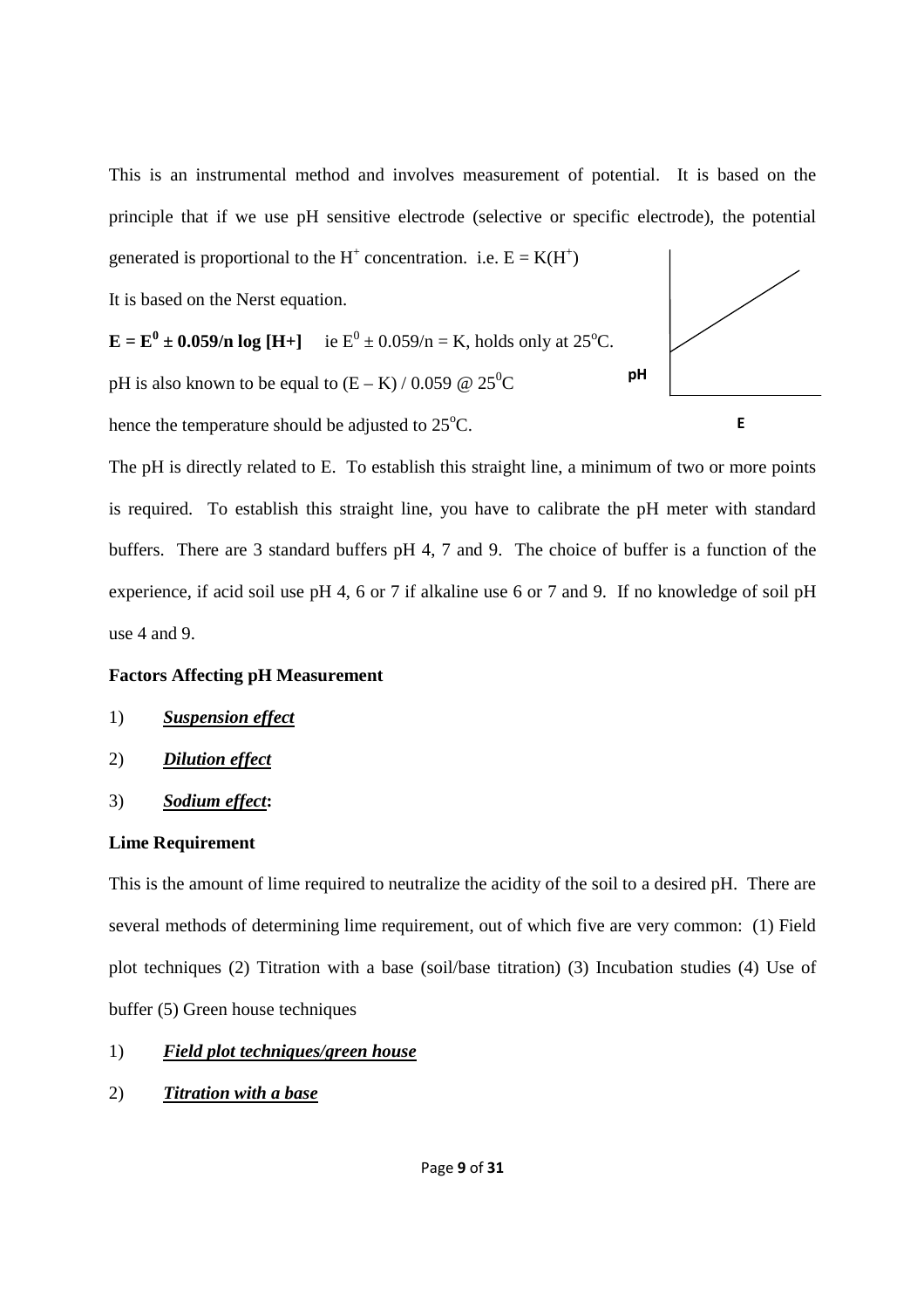This is an instrumental method and involves measurement of potential. It is based on the principle that if we use pH sensitive electrode (selective or specific electrode), the potential generated is proportional to the $H^+$ concentration. i.e. $E = K(H^+)$

It is based on the Nerst equation.

$\mathbf{E = E^0 \pm 0.059/n \log [H+]}$ ie $E^0 \pm 0.059/n = K$, holds only at $25^oC$.

pH is also known to be equal to $(E – K) / 0.059$ @ $25^0C$

hence the temperature should be adjusted to $25^oC$.

The pH is directly related to E. To establish this straight line, a minimum of two or more points is required. To establish this straight line, you have to calibrate the pH meter with standard buffers. There are 3 standard buffers pH 4, 7 and 9. The choice of buffer is a function of the experience, if acid soil use pH 4, 6 or 7 if alkaline use 6 or 7 and 9. If no knowledge of soil pH use 4 and 9.

**Factors Affecting pH Measurement**

1) ***Suspension effect***
2) ***Dilution effect***
3) ***Sodium effect*:**

**Lime Requirement**

This is the amount of lime required to neutralize the acidity of the soil to a desired pH. There are several methods of determining lime requirement, out of which five are very common: (1) Field plot techniques (2) Titration with a base (soil/base titration) (3) Incubation studies (4) Use of buffer (5) Green house techniques

1) ***Field plot techniques/green house***
2) ***Titration with a base***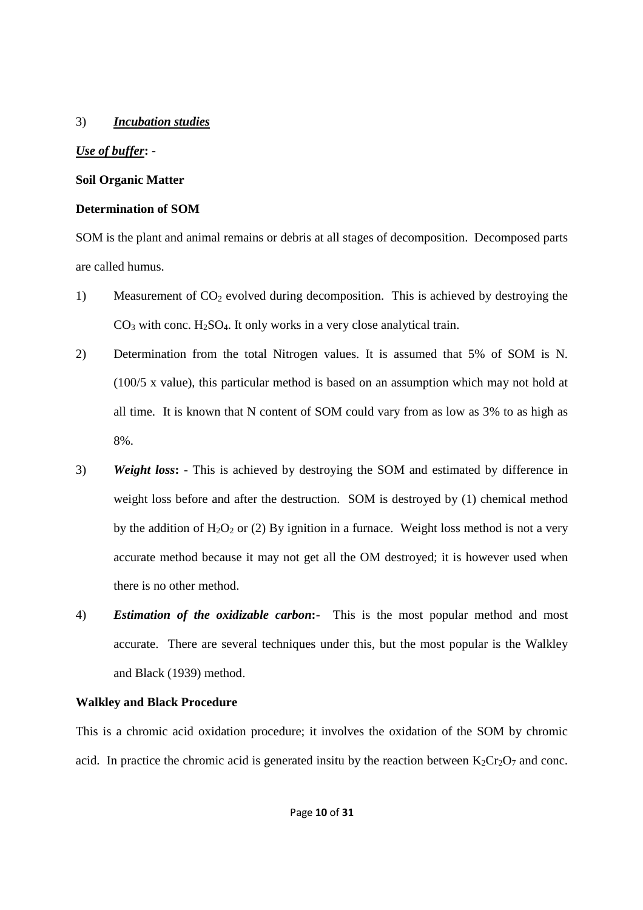3) ***<u>Incubation studies</u>***

***<u>Use of buffer</u>*: -**

**Soil Organic Matter**

**Determination of SOM**

SOM is the plant and animal remains or debris at all stages of decomposition. Decomposed parts are called humus.

1) Measurement of $CO_2$ evolved during decomposition. This is achieved by destroying the $CO_3$ with conc. $H_2SO_4$. It only works in a very close analytical train.

2) Determination from the total Nitrogen values. It is assumed that 5% of SOM is N. (100/5 x value), this particular method is based on an assumption which may not hold at all time. It is known that N content of SOM could vary from as low as 3% to as high as 8%.

3) ***Weight loss*: -** This is achieved by destroying the SOM and estimated by difference in weight loss before and after the destruction. SOM is destroyed by (1) chemical method by the addition of $H_2O_2$ or (2) By ignition in a furnace. Weight loss method is not a very accurate method because it may not get all the OM destroyed; it is however used when there is no other method.

4) ***Estimation of the oxidizable carbon*:-** This is the most popular method and most accurate. There are several techniques under this, but the most popular is the Walkley and Black (1939) method.

**Walkley and Black Procedure**

This is a chromic acid oxidation procedure; it involves the oxidation of the SOM by chromic acid. In practice the chromic acid is generated insitu by the reaction between $K_2Cr_2O_7$ and conc.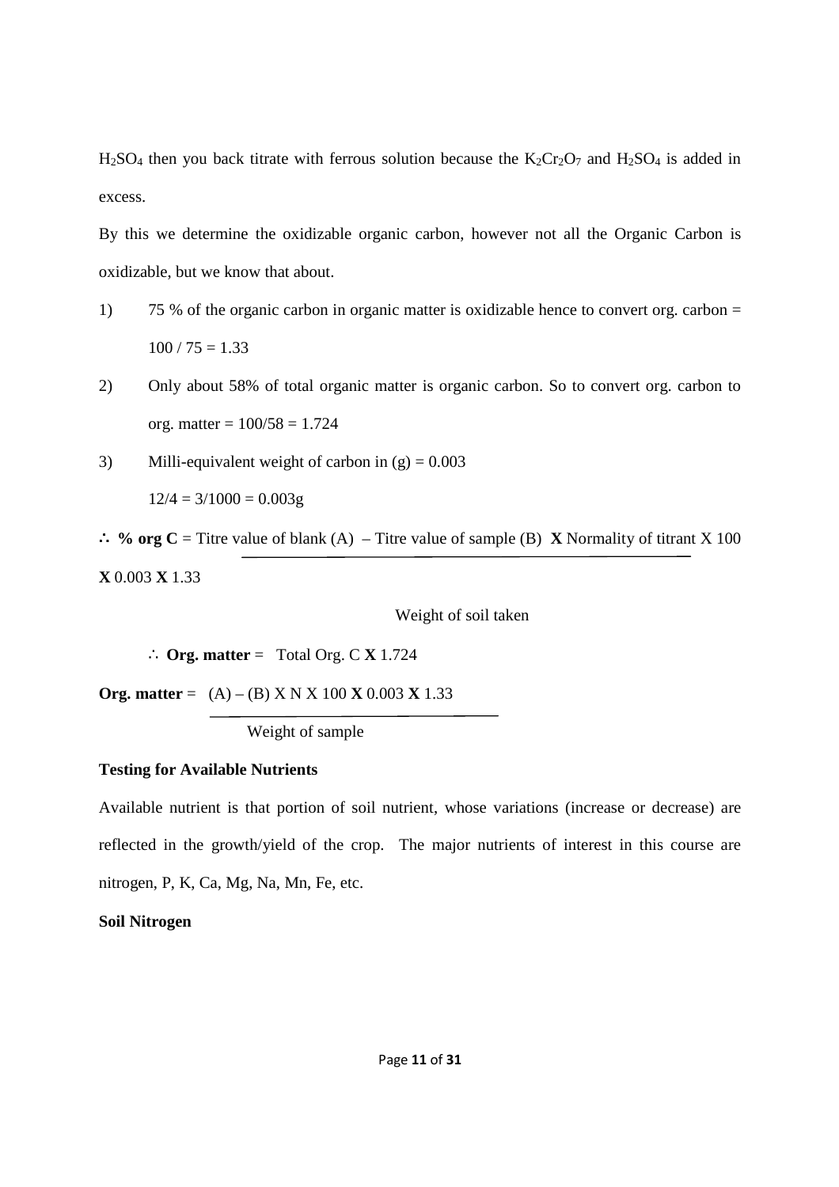$H_2SO_4$ then you back titrate with ferrous solution because the $K_2Cr_2O_7$ and $H_2SO_4$ is added in excess.

By this we determine the oxidizable organic carbon, however not all the Organic Carbon is oxidizable, but we know that about.

1) 75 % of the organic carbon in organic matter is oxidizable hence to convert org. carbon = $100 / 75 = 1.33$

2) Only about 58% of total organic matter is organic carbon. So to convert org. carbon to org. matter = $100/58 = 1.724$

3) Milli-equivalent weight of carbon in (g) = 0.003

   $12/4 = 3/1000 = 0.003g$

$$\therefore \textbf{\% org C} = \frac{\text{Titre value of blank (A)} - \text{Titre value of sample (B)} \times \text{Normality of titrant} \times 100 \times 0.003 \times 1.33}{\text{Weight of soil taken}}$$

$\therefore$ **Org. matter** = Total Org. C **X** 1.724

$$\textbf{Org. matter} = \frac{(A) - (B) \times N \times 100 \times 0.003 \times 1.33}{\text{Weight of sample}}$$

**Testing for Available Nutrients**

Available nutrient is that portion of soil nutrient, whose variations (increase or decrease) are reflected in the growth/yield of the crop. The major nutrients of interest in this course are nitrogen, P, K, Ca, Mg, Na, Mn, Fe, etc.

**Soil Nitrogen**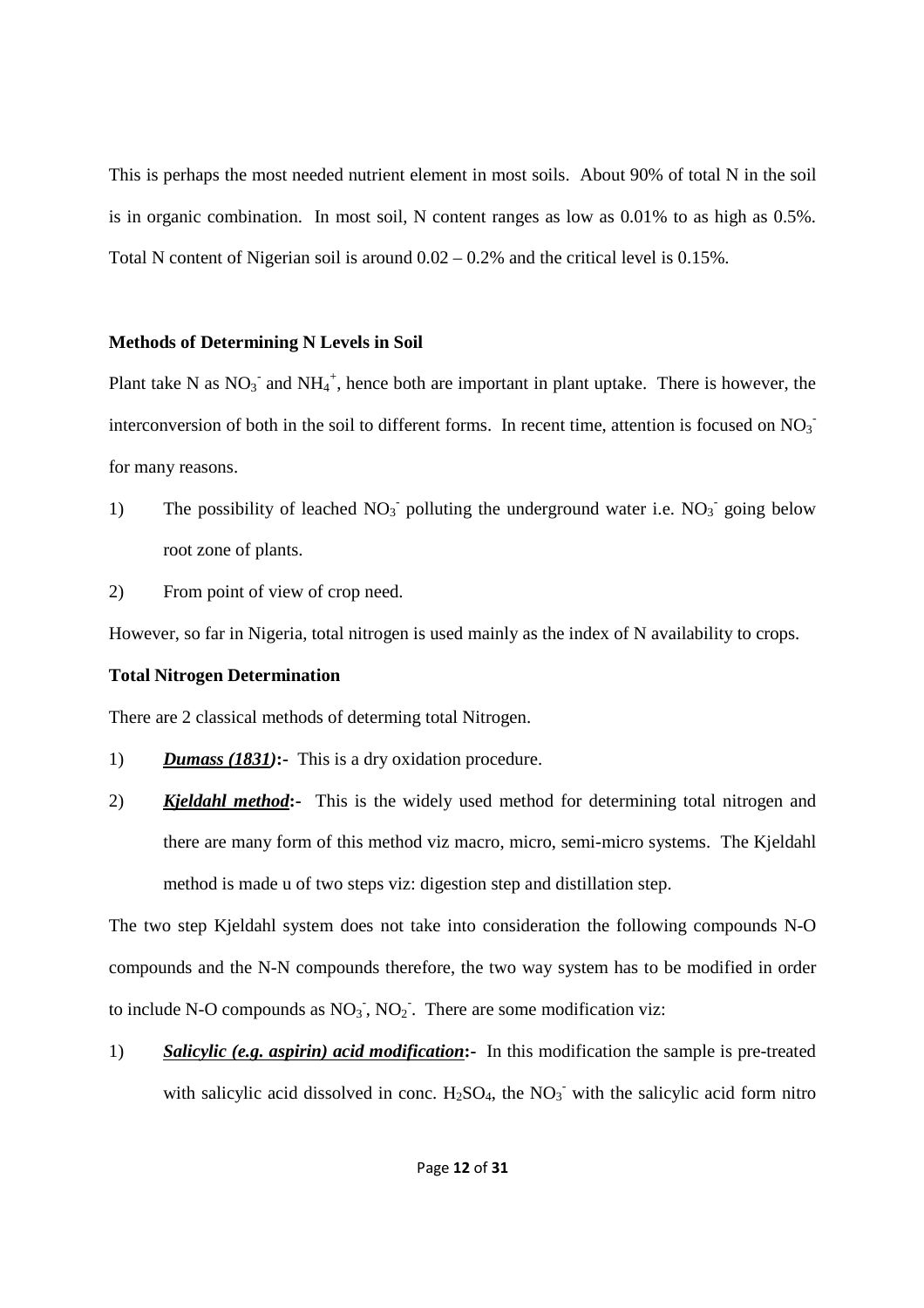This is perhaps the most needed nutrient element in most soils. About 90% of total N in the soil is in organic combination. In most soil, N content ranges as low as 0.01% to as high as 0.5%. Total N content of Nigerian soil is around 0.02 – 0.2% and the critical level is 0.15%.

**Methods of Determining N Levels in Soil**

Plant take N as $NO_3^-$ and $NH_4^+$, hence both are important in plant uptake. There is however, the interconversion of both in the soil to different forms. In recent time, attention is focused on $NO_3^-$ for many reasons.

1) The possibility of leached $NO_3^-$ polluting the underground water i.e. $NO_3^-$ going below root zone of plants.
2) From point of view of crop need.

However, so far in Nigeria, total nitrogen is used mainly as the index of N availability to crops.

**Total Nitrogen Determination**

There are 2 classical methods of determing total Nitrogen.

1) ***Dumass (1831)*:-** This is a dry oxidation procedure.
2) ***Kjeldahl method*:-** This is the widely used method for determining total nitrogen and there are many form of this method viz macro, micro, semi-micro systems. The Kjeldahl method is made u of two steps viz: digestion step and distillation step.

The two step Kjeldahl system does not take into consideration the following compounds N-O compounds and the N-N compounds therefore, the two way system has to be modified in order to include N-O compounds as $NO_3^-$, $NO_2^-$. There are some modification viz:

1) ***Salicylic (e.g. aspirin) acid modification*:-** In this modification the sample is pre-treated with salicylic acid dissolved in conc. $H_2SO_4$, the $NO_3^-$ with the salicylic acid form nitro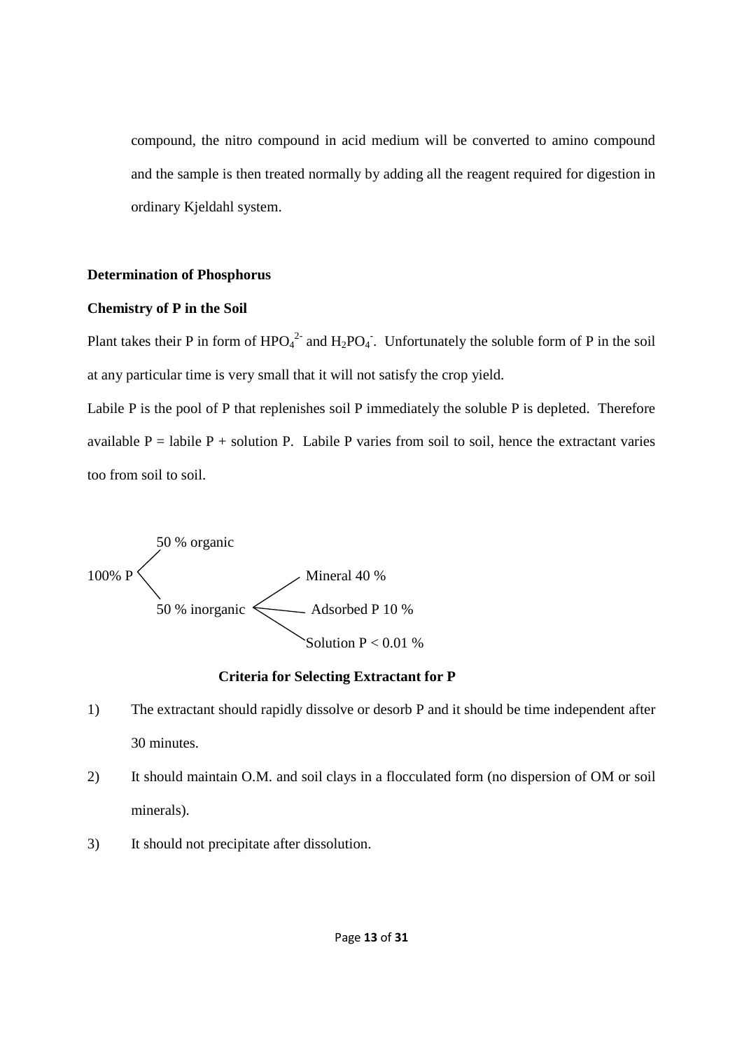compound, the nitro compound in acid medium will be converted to amino compound and the sample is then treated normally by adding all the reagent required for digestion in ordinary Kjeldahl system.

**Determination of Phosphorus**

**Chemistry of P in the Soil**

Plant takes their P in form of $HPO_4^{2-}$ and $H_2PO_4^-$. Unfortunately the soluble form of P in the soil at any particular time is very small that it will not satisfy the crop yield.

Labile P is the pool of P that replenishes soil P immediately the soluble P is depleted. Therefore available P = labile P + solution P. Labile P varies from soil to soil, hence the extractant varies too from soil to soil.

- 100% P
  - 50 % organic
  - 50 % inorganic
    - Mineral 40 %
    - Adsorbed P 10 %
    - Solution P < 0.01 %

**Criteria for Selecting Extractant for P**

1) The extractant should rapidly dissolve or desorb P and it should be time independent after 30 minutes.
2) It should maintain O.M. and soil clays in a flocculated form (no dispersion of OM or soil minerals).
3) It should not precipitate after dissolution.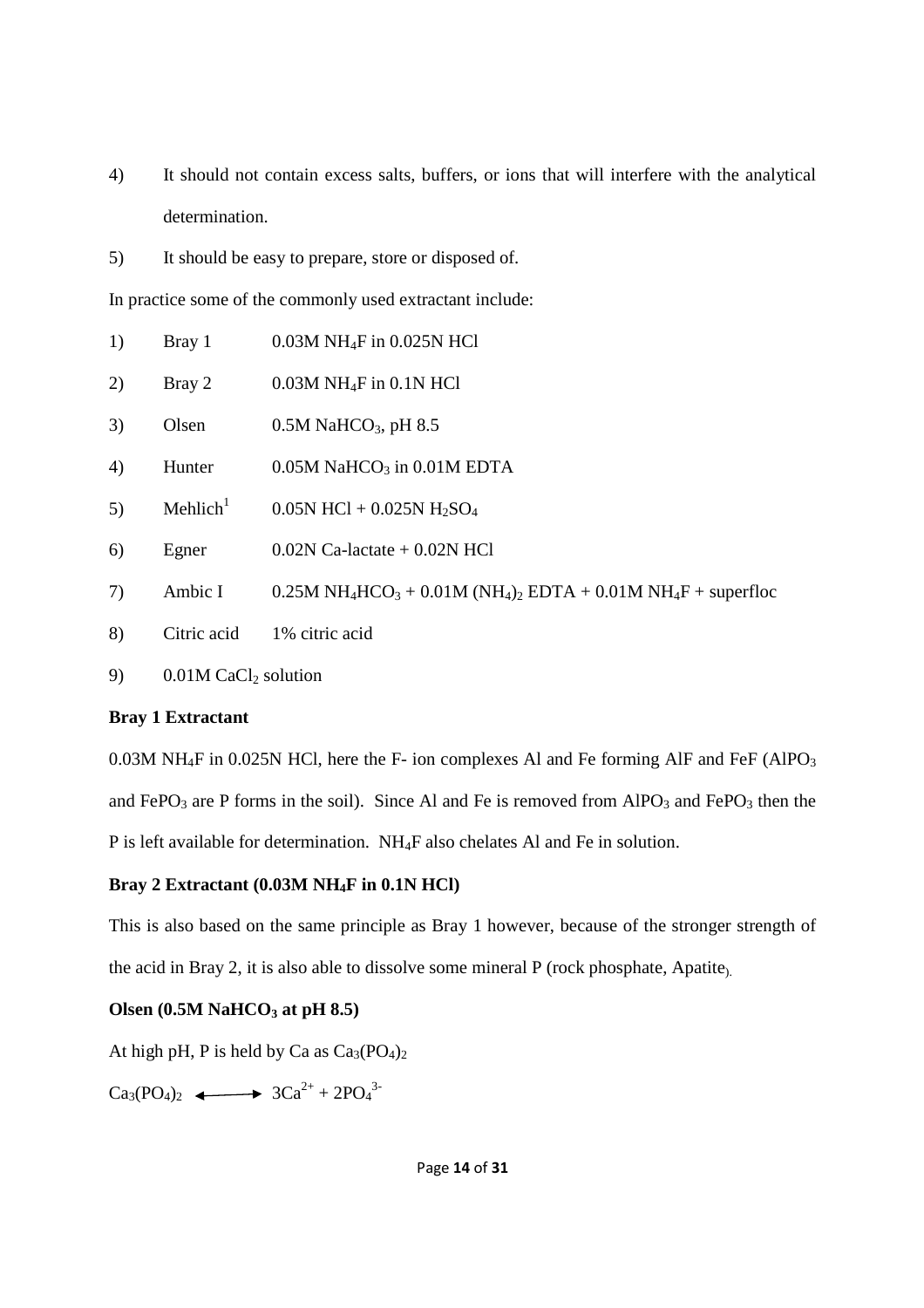4) It should not contain excess salts, buffers, or ions that will interfere with the analytical determination.

5) It should be easy to prepare, store or disposed of.

In practice some of the commonly used extractant include:

1) Bray 1 0.03M $NH_4F$ in 0.025N HCl

2) Bray 2 0.03M $NH_4F$ in 0.1N HCl

3) Olsen 0.5M $NaHCO_3$, pH 8.5

4) Hunter 0.05M $NaHCO_3$ in 0.01M EDTA

5) Mehlich[1] 0.05N HCl + 0.025N $H_2SO_4$

6) Egner 0.02N Ca-lactate + 0.02N HCl

7) Ambic I 0.25M $NH_4HCO_3$ + 0.01M $(NH_4)_2$ EDTA + 0.01M $NH_4F$ + superfloc

8) Citric acid 1% citric acid

9) 0.01M $CaCl_2$ solution

**Bray 1 Extractant**

0.03M $NH_4F$ in 0.025N HCl, here the F- ion complexes Al and Fe forming AlF and FeF ($AlPO_3$ and $FePO_3$ are P forms in the soil). Since Al and Fe is removed from $AlPO_3$ and $FePO_3$ then the P is left available for determination. $NH_4F$ also chelates Al and Fe in solution.

**Bray 2 Extractant (0.03M $NH_4F$ in 0.1N HCl)**

This is also based on the same principle as Bray 1 however, because of the stronger strength of the acid in Bray 2, it is also able to dissolve some mineral P (rock phosphate, Apatite).

**Olsen (0.5M $NaHCO_3$ at pH 8.5)**

At high pH, P is held by Ca as $Ca_3(PO_4)_2$

$$Ca_3(PO_4)_2 \longleftrightarrow 3Ca^{2+} + 2PO_4^{3-}$$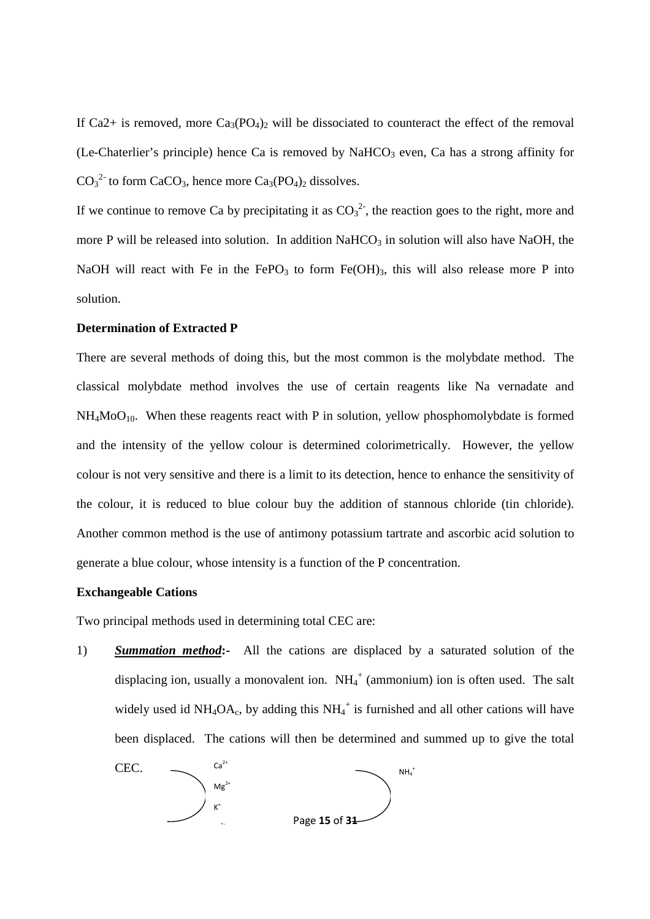If Ca2+ is removed, more $Ca_3(PO_4)_2$ will be dissociated to counteract the effect of the removal (Le-Chaterlier's principle) hence Ca is removed by $NaHCO_3$ even, Ca has a strong affinity for $CO_3^{2-}$ to form $CaCO_3$, hence more $Ca_3(PO_4)_2$ dissolves.

If we continue to remove Ca by precipitating it as $CO_3^{2-}$, the reaction goes to the right, more and more P will be released into solution. In addition $NaHCO_3$ in solution will also have NaOH, the NaOH will react with Fe in the $FePO_3$ to form $Fe(OH)_3$, this will also release more P into solution.

**Determination of Extracted P**

There are several methods of doing this, but the most common is the molybdate method. The classical molybdate method involves the use of certain reagents like Na vernadate and $NH_4MoO_{10}$. When these reagents react with P in solution, yellow phosphomolybdate is formed and the intensity of the yellow colour is determined colorimetrically. However, the yellow colour is not very sensitive and there is a limit to its detection, hence to enhance the sensitivity of the colour, it is reduced to blue colour buy the addition of stannous chloride (tin chloride). Another common method is the use of antimony potassium tartrate and ascorbic acid solution to generate a blue colour, whose intensity is a function of the P concentration.

**Exchangeable Cations**

Two principal methods used in determining total CEC are:

1) ***Summation method*:-** All the cations are displaced by a saturated solution of the displacing ion, usually a monovalent ion. $NH_4^+$ (ammonium) ion is often used. The salt widely used id $NH_4OA_c$, by adding this $NH_4^+$ is furnished and all other cations will have been displaced. The cations will then be determined and summed up to give the total CEC.

$Ca^{2+}$
$Mg^{2+}$
$K^+$

$NH_4^+$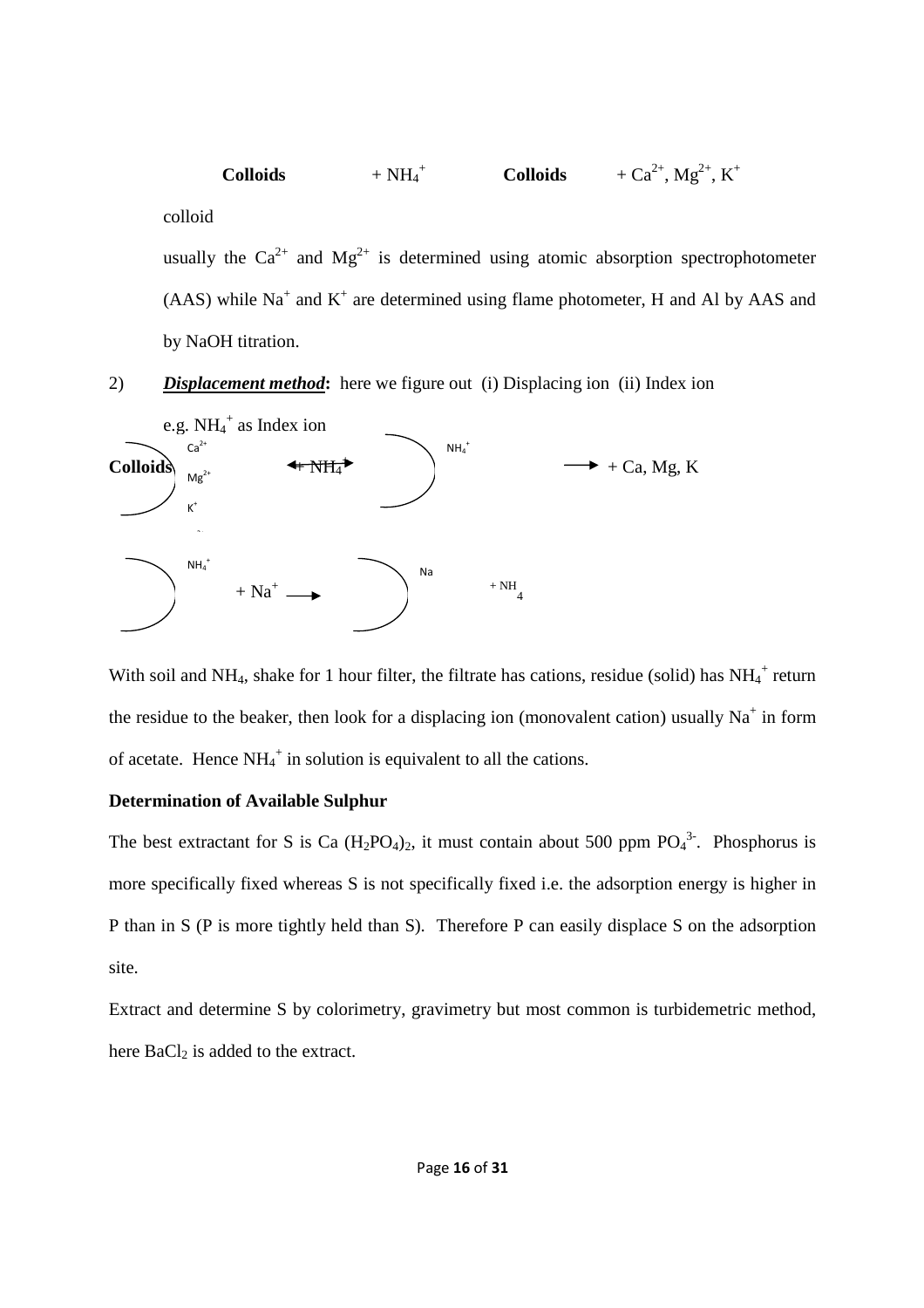**Colloids** $+ NH_4^+$ **Colloids** $+ Ca^{2+}, Mg^{2+}, K^+$

colloid

usually the $Ca^{2+}$ and $Mg^{2+}$ is determined using atomic absorption spectrophotometer (AAS) while $Na^+$ and $K^+$ are determined using flame photometer, H and Al by AAS and by NaOH titration.

2) ***Displacement method*:** here we figure out (i) Displacing ion (ii) Index ion

e.g. $NH_4^+$ as Index ion

**Colloids** $Ca^{2+}$ $Mg^{2+}$ $K^+$ $+ NH_4$ → $NH_4^+$ → + Ca, Mg, K

$NH_4^+$ $+ Na^+$ → Na $+ NH_4$

With soil and $NH_4$, shake for 1 hour filter, the filtrate has cations, residue (solid) has $NH_4^+$ return the residue to the beaker, then look for a displacing ion (monovalent cation) usually $Na^+$ in form of acetate. Hence $NH_4^+$ in solution is equivalent to all the cations.

**Determination of Available Sulphur**

The best extractant for S is $Ca(H_2PO_4)_2$, it must contain about 500 ppm $PO_4^{3-}$. Phosphorus is more specifically fixed whereas S is not specifically fixed i.e. the adsorption energy is higher in P than in S (P is more tightly held than S). Therefore P can easily displace S on the adsorption site.

Extract and determine S by colorimetry, gravimetry but most common is turbidemetric method, here $BaCl_2$ is added to the extract.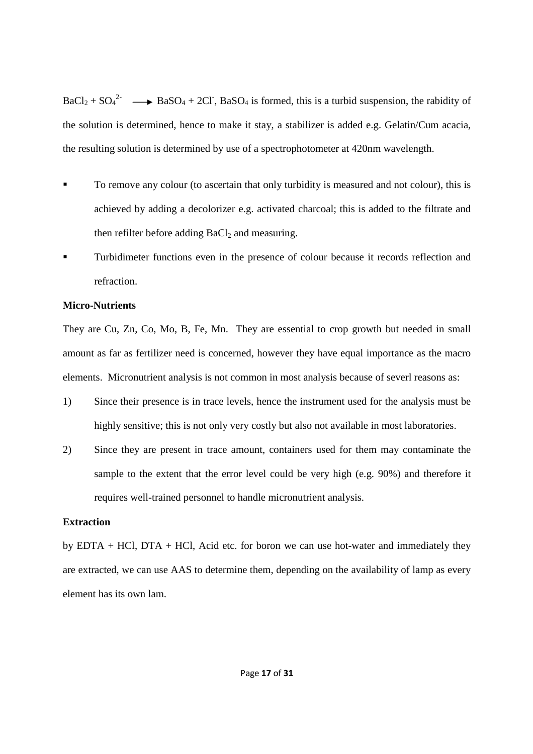$BaCl_2 + SO_4^{2-} \longrightarrow BaSO_4 + 2Cl^-$, $BaSO_4$ is formed, this is a turbid suspension, the rabidity of the solution is determined, hence to make it stay, a stabilizer is added e.g. Gelatin/Cum acacia, the resulting solution is determined by use of a spectrophotometer at 420nm wavelength.

- To remove any colour (to ascertain that only turbidity is measured and not colour), this is achieved by adding a decolorizer e.g. activated charcoal; this is added to the filtrate and then refilter before adding $BaCl_2$ and measuring.
- Turbidimeter functions even in the presence of colour because it records reflection and refraction.

**Micro-Nutrients**

They are Cu, Zn, Co, Mo, B, Fe, Mn. They are essential to crop growth but needed in small amount as far as fertilizer need is concerned, however they have equal importance as the macro elements. Micronutrient analysis is not common in most analysis because of severl reasons as:

1) Since their presence is in trace levels, hence the instrument used for the analysis must be highly sensitive; this is not only very costly but also not available in most laboratories.
2) Since they are present in trace amount, containers used for them may contaminate the sample to the extent that the error level could be very high (e.g. 90%) and therefore it requires well-trained personnel to handle micronutrient analysis.

**Extraction**

by EDTA + HCl, DTA + HCl, Acid etc. for boron we can use hot-water and immediately they are extracted, we can use AAS to determine them, depending on the availability of lamp as every element has its own lam.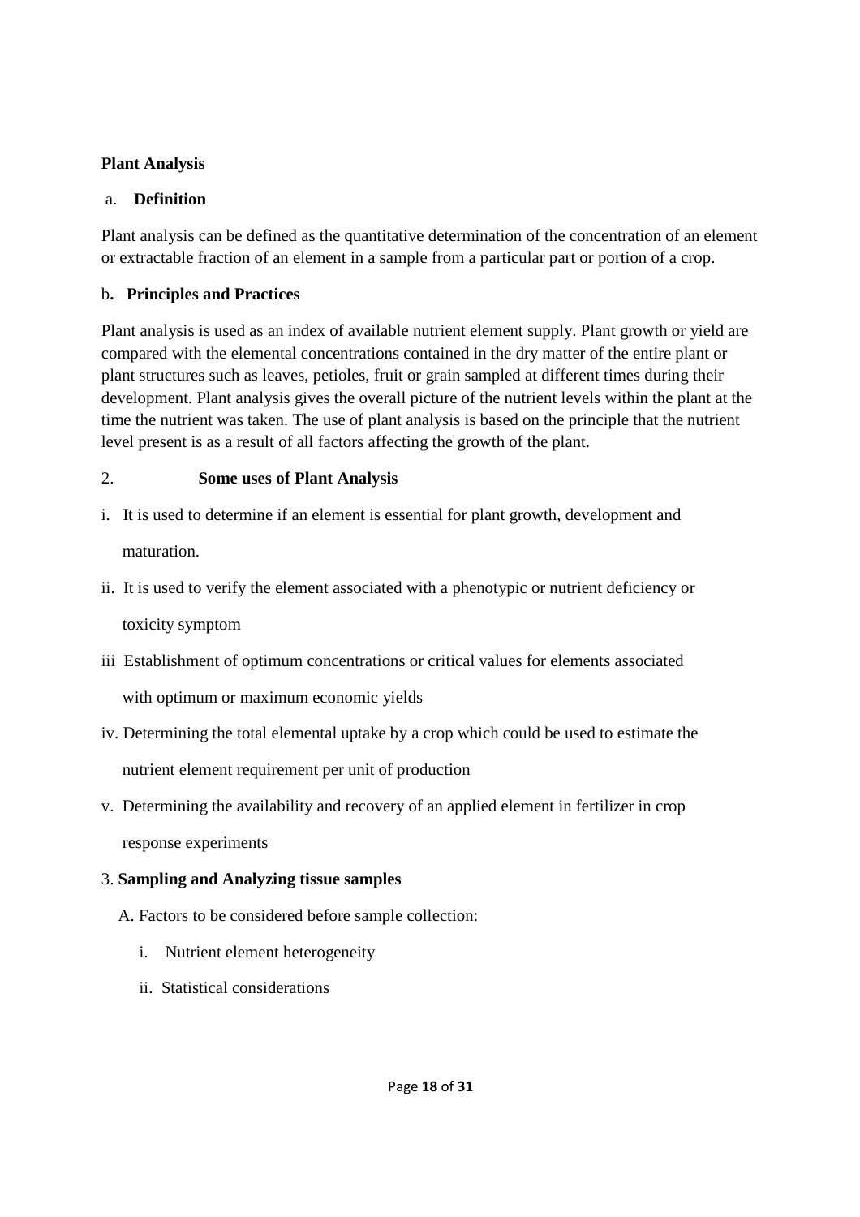**Plant Analysis**

a. **Definition**

Plant analysis can be defined as the quantitative determination of the concentration of an element or extractable fraction of an element in a sample from a particular part or portion of a crop.

b**. Principles and Practices**

Plant analysis is used as an index of available nutrient element supply. Plant growth or yield are compared with the elemental concentrations contained in the dry matter of the entire plant or plant structures such as leaves, petioles, fruit or grain sampled at different times during their development. Plant analysis gives the overall picture of the nutrient levels within the plant at the time the nutrient was taken. The use of plant analysis is based on the principle that the nutrient level present is as a result of all factors affecting the growth of the plant.

2. **Some uses of Plant Analysis**

i. It is used to determine if an element is essential for plant growth, development and maturation.

ii. It is used to verify the element associated with a phenotypic or nutrient deficiency or toxicity symptom

iii Establishment of optimum concentrations or critical values for elements associated with optimum or maximum economic yields

iv. Determining the total elemental uptake by a crop which could be used to estimate the nutrient element requirement per unit of production

v. Determining the availability and recovery of an applied element in fertilizer in crop response experiments

3. **Sampling and Analyzing tissue samples**

A. Factors to be considered before sample collection:

i. Nutrient element heterogeneity

ii. Statistical considerations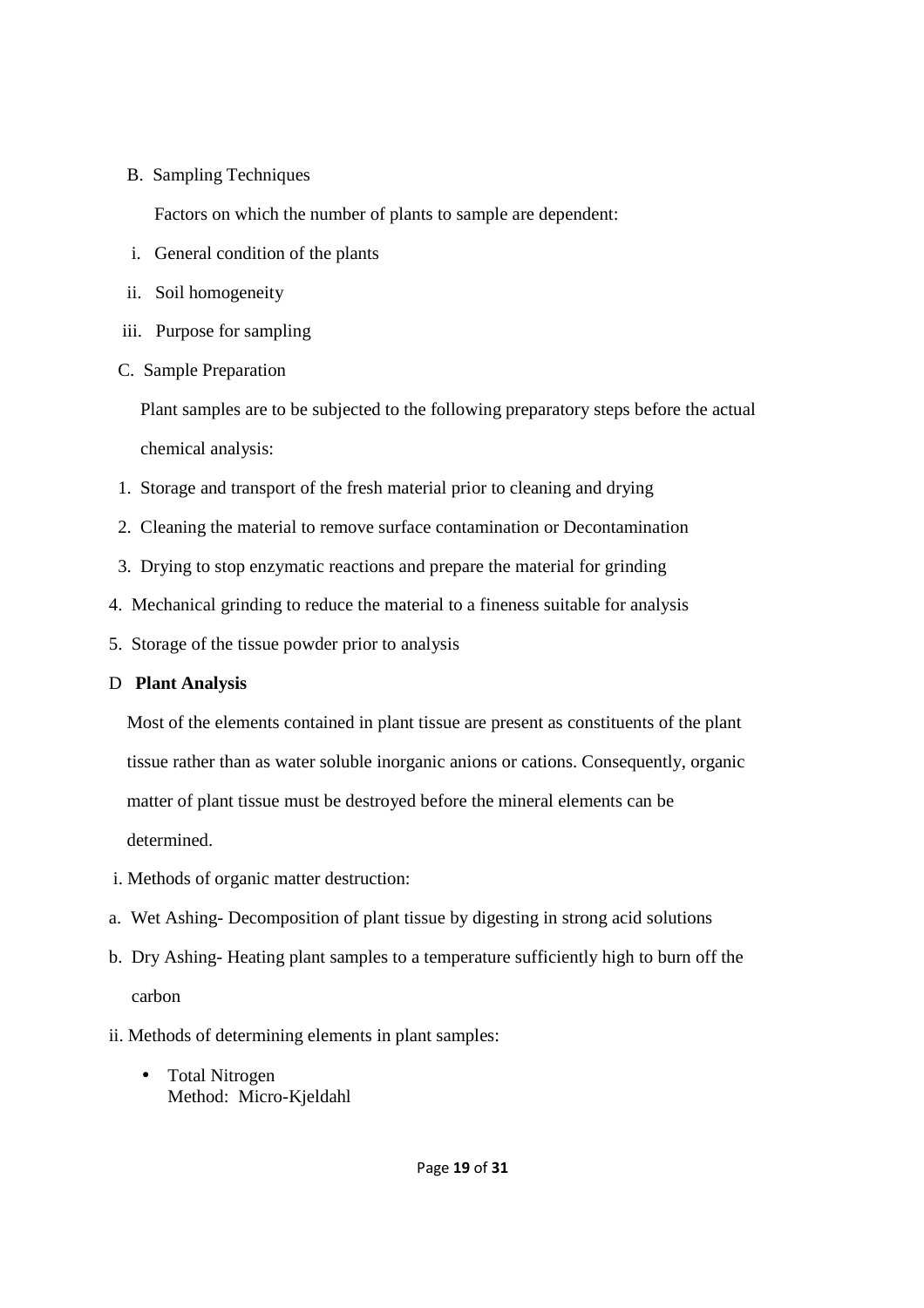B. Sampling Techniques

Factors on which the number of plants to sample are dependent:

i. General condition of the plants

ii. Soil homogeneity

iii. Purpose for sampling

C. Sample Preparation

Plant samples are to be subjected to the following preparatory steps before the actual chemical analysis:

1. Storage and transport of the fresh material prior to cleaning and drying
2. Cleaning the material to remove surface contamination or Decontamination
3. Drying to stop enzymatic reactions and prepare the material for grinding
4. Mechanical grinding to reduce the material to a fineness suitable for analysis
5. Storage of the tissue powder prior to analysis

D **Plant Analysis**

Most of the elements contained in plant tissue are present as constituents of the plant tissue rather than as water soluble inorganic anions or cations. Consequently, organic matter of plant tissue must be destroyed before the mineral elements can be determined.

i. Methods of organic matter destruction:

a. Wet Ashing- Decomposition of plant tissue by digesting in strong acid solutions

b. Dry Ashing- Heating plant samples to a temperature sufficiently high to burn off the carbon

ii. Methods of determining elements in plant samples:

- Total Nitrogen
  Method: Micro-Kjeldahl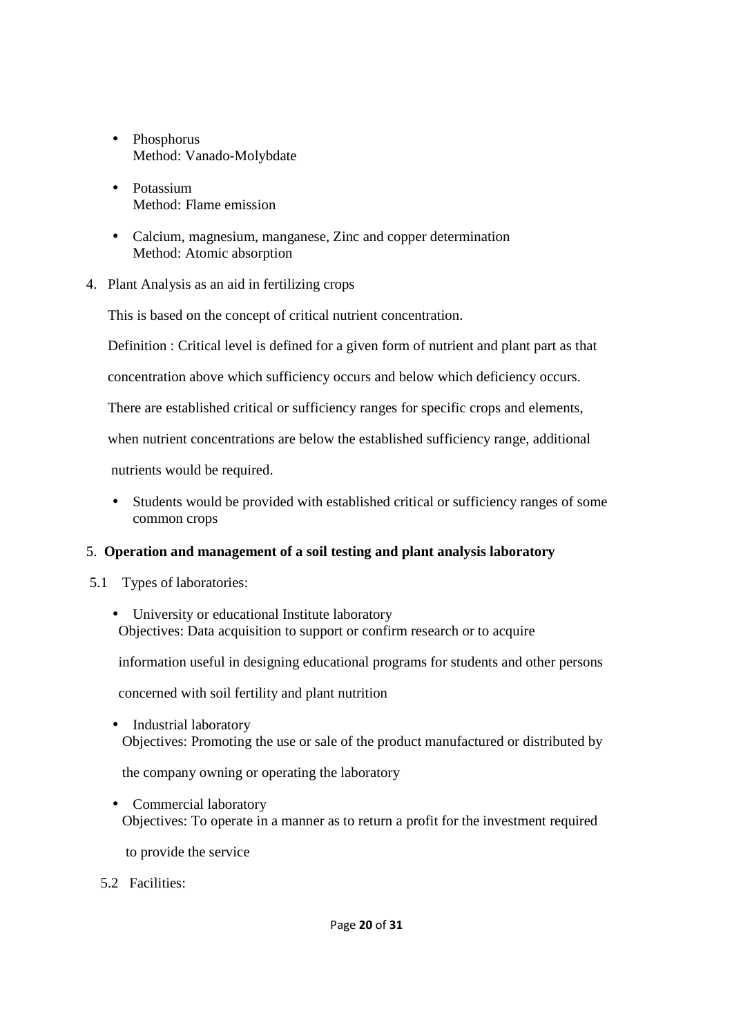- Phosphorus
  Method: Vanado-Molybdate

- Potassium
  Method: Flame emission

- Calcium, magnesium, manganese, Zinc and copper determination
  Method: Atomic absorption

4. Plant Analysis as an aid in fertilizing crops

   This is based on the concept of critical nutrient concentration.

   Definition : Critical level is defined for a given form of nutrient and plant part as that concentration above which sufficiency occurs and below which deficiency occurs.

   There are established critical or sufficiency ranges for specific crops and elements, when nutrient concentrations are below the established sufficiency range, additional nutrients would be required.

   - Students would be provided with established critical or sufficiency ranges of some common crops

5. **Operation and management of a soil testing and plant analysis laboratory**

5.1 Types of laboratories:

- University or educational Institute laboratory
  Objectives: Data acquisition to support or confirm research or to acquire information useful in designing educational programs for students and other persons concerned with soil fertility and plant nutrition

- Industrial laboratory
  Objectives: Promoting the use or sale of the product manufactured or distributed by the company owning or operating the laboratory

- Commercial laboratory
  Objectives: To operate in a manner as to return a profit for the investment required to provide the service

5.2 Facilities: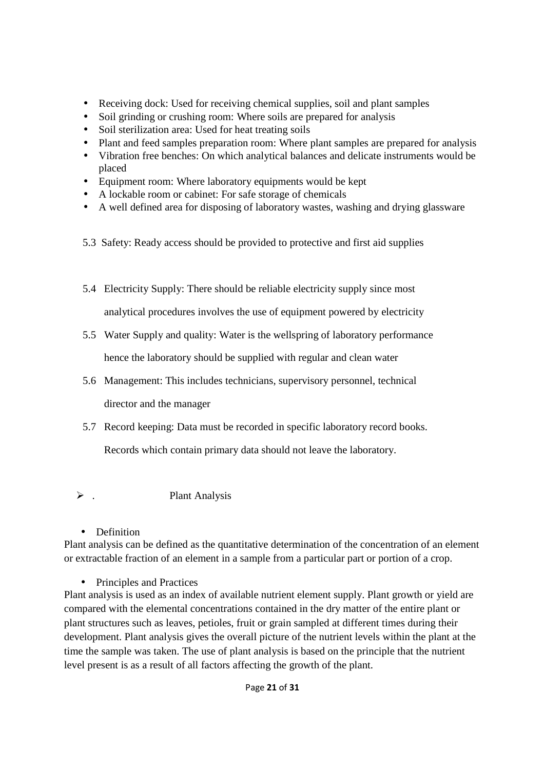- Receiving dock: Used for receiving chemical supplies, soil and plant samples
- Soil grinding or crushing room: Where soils are prepared for analysis
- Soil sterilization area: Used for heat treating soils
- Plant and feed samples preparation room: Where plant samples are prepared for analysis
- Vibration free benches: On which analytical balances and delicate instruments would be placed
- Equipment room: Where laboratory equipments would be kept
- A lockable room or cabinet: For safe storage of chemicals
- A well defined area for disposing of laboratory wastes, washing and drying glassware

5.3 Safety: Ready access should be provided to protective and first aid supplies

5.4 Electricity Supply: There should be reliable electricity supply since most analytical procedures involves the use of equipment powered by electricity

5.5 Water Supply and quality: Water is the wellspring of laboratory performance hence the laboratory should be supplied with regular and clean water

5.6 Management: This includes technicians, supervisory personnel, technical director and the manager

5.7 Record keeping: Data must be recorded in specific laboratory record books. Records which contain primary data should not leave the laboratory.

- . Plant Analysis

- Definition

Plant analysis can be defined as the quantitative determination of the concentration of an element or extractable fraction of an element in a sample from a particular part or portion of a crop.

- Principles and Practices

Plant analysis is used as an index of available nutrient element supply. Plant growth or yield are compared with the elemental concentrations contained in the dry matter of the entire plant or plant structures such as leaves, petioles, fruit or grain sampled at different times during their development. Plant analysis gives the overall picture of the nutrient levels within the plant at the time the sample was taken. The use of plant analysis is based on the principle that the nutrient level present is as a result of all factors affecting the growth of the plant.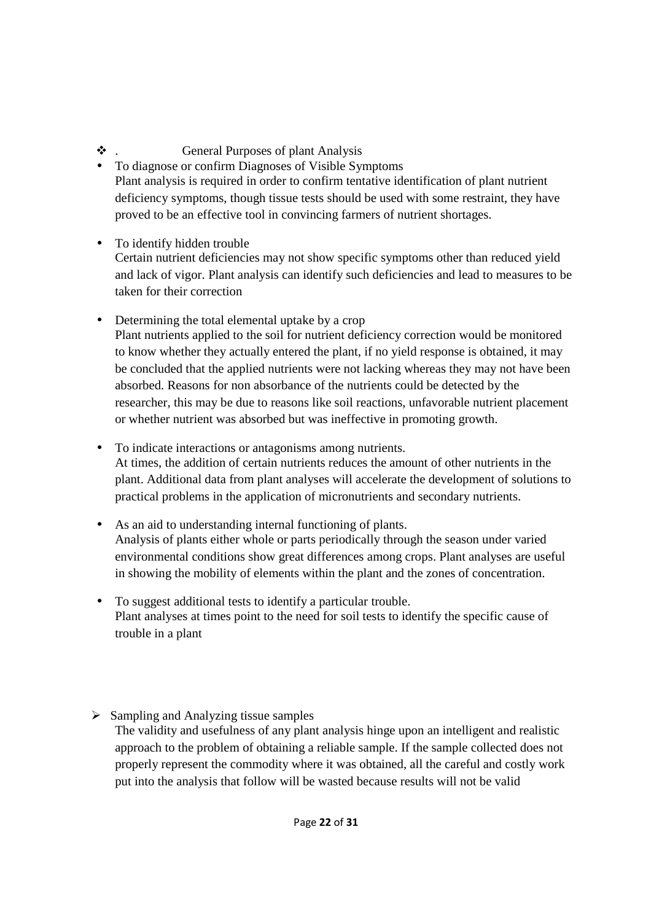- . General Purposes of plant Analysis

- To diagnose or confirm Diagnoses of Visible Symptoms

  Plant analysis is required in order to confirm tentative identification of plant nutrient deficiency symptoms, though tissue tests should be used with some restraint, they have proved to be an effective tool in convincing farmers of nutrient shortages.

- To identify hidden trouble

  Certain nutrient deficiencies may not show specific symptoms other than reduced yield and lack of vigor. Plant analysis can identify such deficiencies and lead to measures to be taken for their correction

- Determining the total elemental uptake by a crop

  Plant nutrients applied to the soil for nutrient deficiency correction would be monitored to know whether they actually entered the plant, if no yield response is obtained, it may be concluded that the applied nutrients were not lacking whereas they may not have been absorbed. Reasons for non absorbance of the nutrients could be detected by the researcher, this may be due to reasons like soil reactions, unfavorable nutrient placement or whether nutrient was absorbed but was ineffective in promoting growth.

- To indicate interactions or antagonisms among nutrients.

  At times, the addition of certain nutrients reduces the amount of other nutrients in the plant. Additional data from plant analyses will accelerate the development of solutions to practical problems in the application of micronutrients and secondary nutrients.

- As an aid to understanding internal functioning of plants.

  Analysis of plants either whole or parts periodically through the season under varied environmental conditions show great differences among crops. Plant analyses are useful in showing the mobility of elements within the plant and the zones of concentration.

- To suggest additional tests to identify a particular trouble.

  Plant analyses at times point to the need for soil tests to identify the specific cause of trouble in a plant

- Sampling and Analyzing tissue samples

  The validity and usefulness of any plant analysis hinge upon an intelligent and realistic approach to the problem of obtaining a reliable sample. If the sample collected does not properly represent the commodity where it was obtained, all the careful and costly work put into the analysis that follow will be wasted because results will not be valid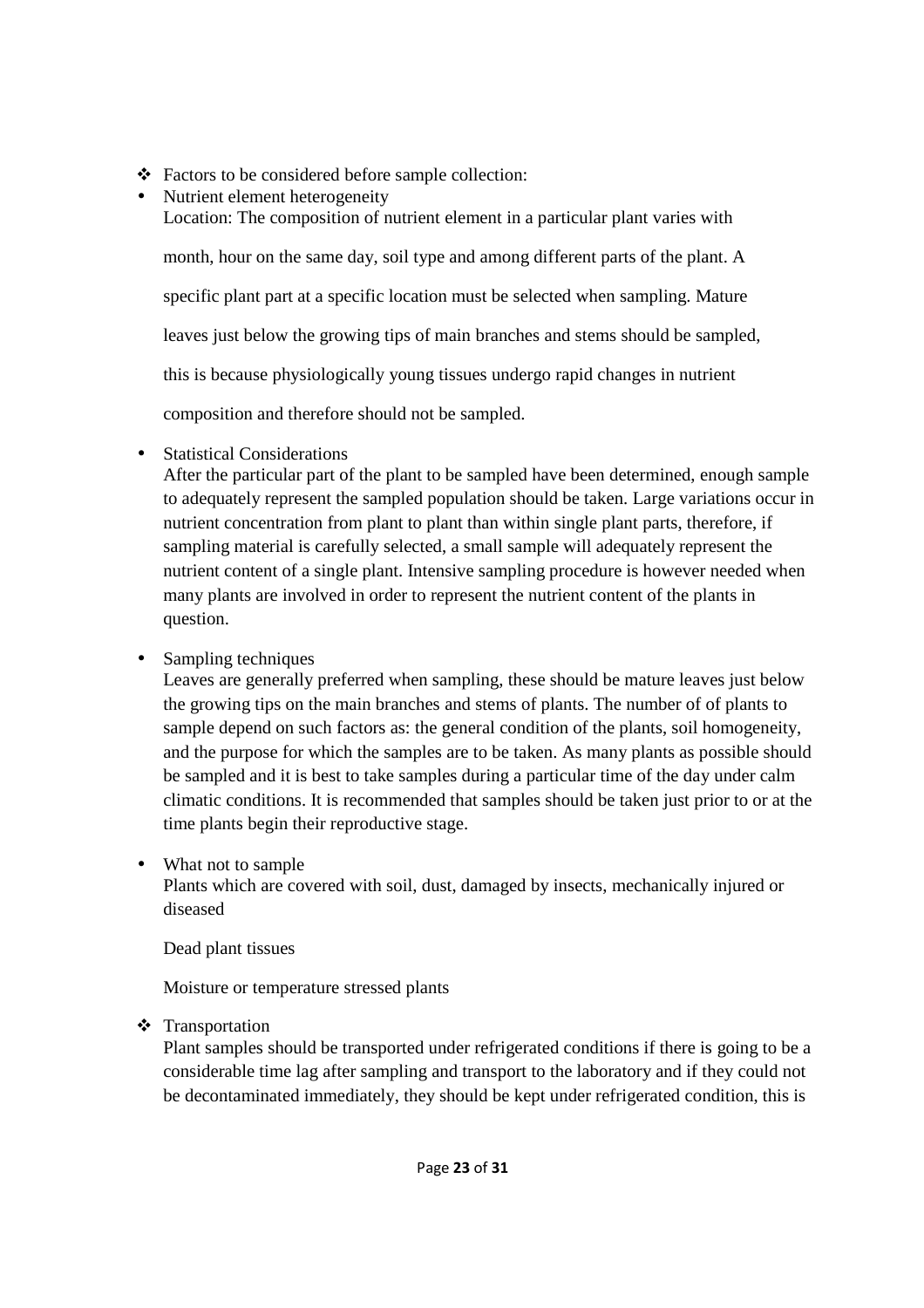- Factors to be considered before sample collection:
- Nutrient element heterogeneity

  Location: The composition of nutrient element in a particular plant varies with month, hour on the same day, soil type and among different parts of the plant. A specific plant part at a specific location must be selected when sampling. Mature leaves just below the growing tips of main branches and stems should be sampled, this is because physiologically young tissues undergo rapid changes in nutrient composition and therefore should not be sampled.

- Statistical Considerations

  After the particular part of the plant to be sampled have been determined, enough sample to adequately represent the sampled population should be taken. Large variations occur in nutrient concentration from plant to plant than within single plant parts, therefore, if sampling material is carefully selected, a small sample will adequately represent the nutrient content of a single plant. Intensive sampling procedure is however needed when many plants are involved in order to represent the nutrient content of the plants in question.

- Sampling techniques

  Leaves are generally preferred when sampling, these should be mature leaves just below the growing tips on the main branches and stems of plants. The number of of plants to sample depend on such factors as: the general condition of the plants, soil homogeneity, and the purpose for which the samples are to be taken. As many plants as possible should be sampled and it is best to take samples during a particular time of the day under calm climatic conditions. It is recommended that samples should be taken just prior to or at the time plants begin their reproductive stage.

- What not to sample

  Plants which are covered with soil, dust, damaged by insects, mechanically injured or diseased

  Dead plant tissues

  Moisture or temperature stressed plants

- Transportation

  Plant samples should be transported under refrigerated conditions if there is going to be a considerable time lag after sampling and transport to the laboratory and if they could not be decontaminated immediately, they should be kept under refrigerated condition, this is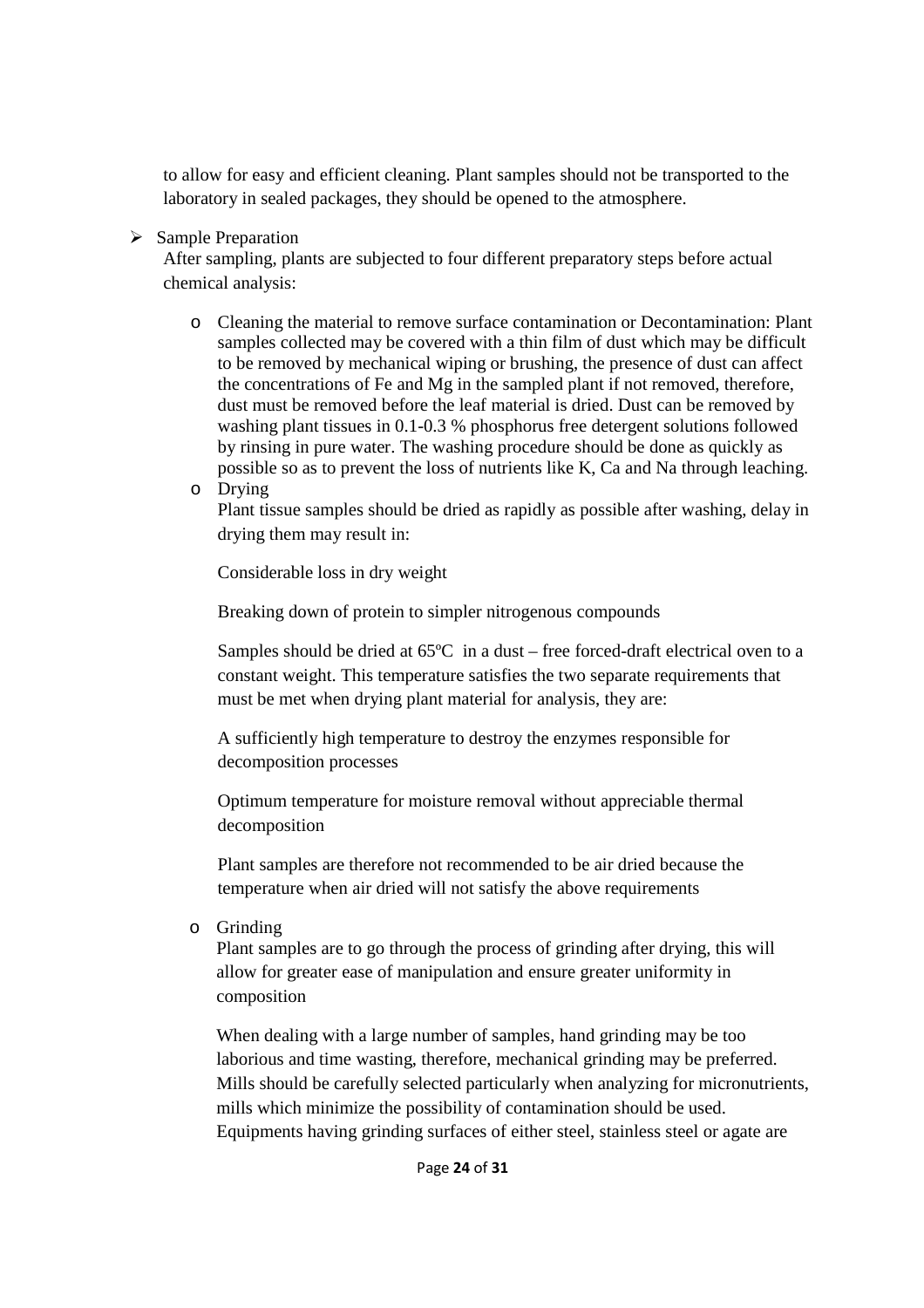to allow for easy and efficient cleaning. Plant samples should not be transported to the laboratory in sealed packages, they should be opened to the atmosphere.

- Sample Preparation

  After sampling, plants are subjected to four different preparatory steps before actual chemical analysis:

  - Cleaning the material to remove surface contamination or Decontamination: Plant samples collected may be covered with a thin film of dust which may be difficult to be removed by mechanical wiping or brushing, the presence of dust can affect the concentrations of Fe and Mg in the sampled plant if not removed, therefore, dust must be removed before the leaf material is dried. Dust can be removed by washing plant tissues in 0.1-0.3 % phosphorus free detergent solutions followed by rinsing in pure water. The washing procedure should be done as quickly as possible so as to prevent the loss of nutrients like K, Ca and Na through leaching.
  - Drying

    Plant tissue samples should be dried as rapidly as possible after washing, delay in drying them may result in:

    Considerable loss in dry weight

    Breaking down of protein to simpler nitrogenous compounds

    Samples should be dried at 65ºC in a dust – free forced-draft electrical oven to a constant weight. This temperature satisfies the two separate requirements that must be met when drying plant material for analysis, they are:

    A sufficiently high temperature to destroy the enzymes responsible for decomposition processes

    Optimum temperature for moisture removal without appreciable thermal decomposition

    Plant samples are therefore not recommended to be air dried because the temperature when air dried will not satisfy the above requirements

  - Grinding

    Plant samples are to go through the process of grinding after drying, this will allow for greater ease of manipulation and ensure greater uniformity in composition

    When dealing with a large number of samples, hand grinding may be too laborious and time wasting, therefore, mechanical grinding may be preferred. Mills should be carefully selected particularly when analyzing for micronutrients, mills which minimize the possibility of contamination should be used. Equipments having grinding surfaces of either steel, stainless steel or agate are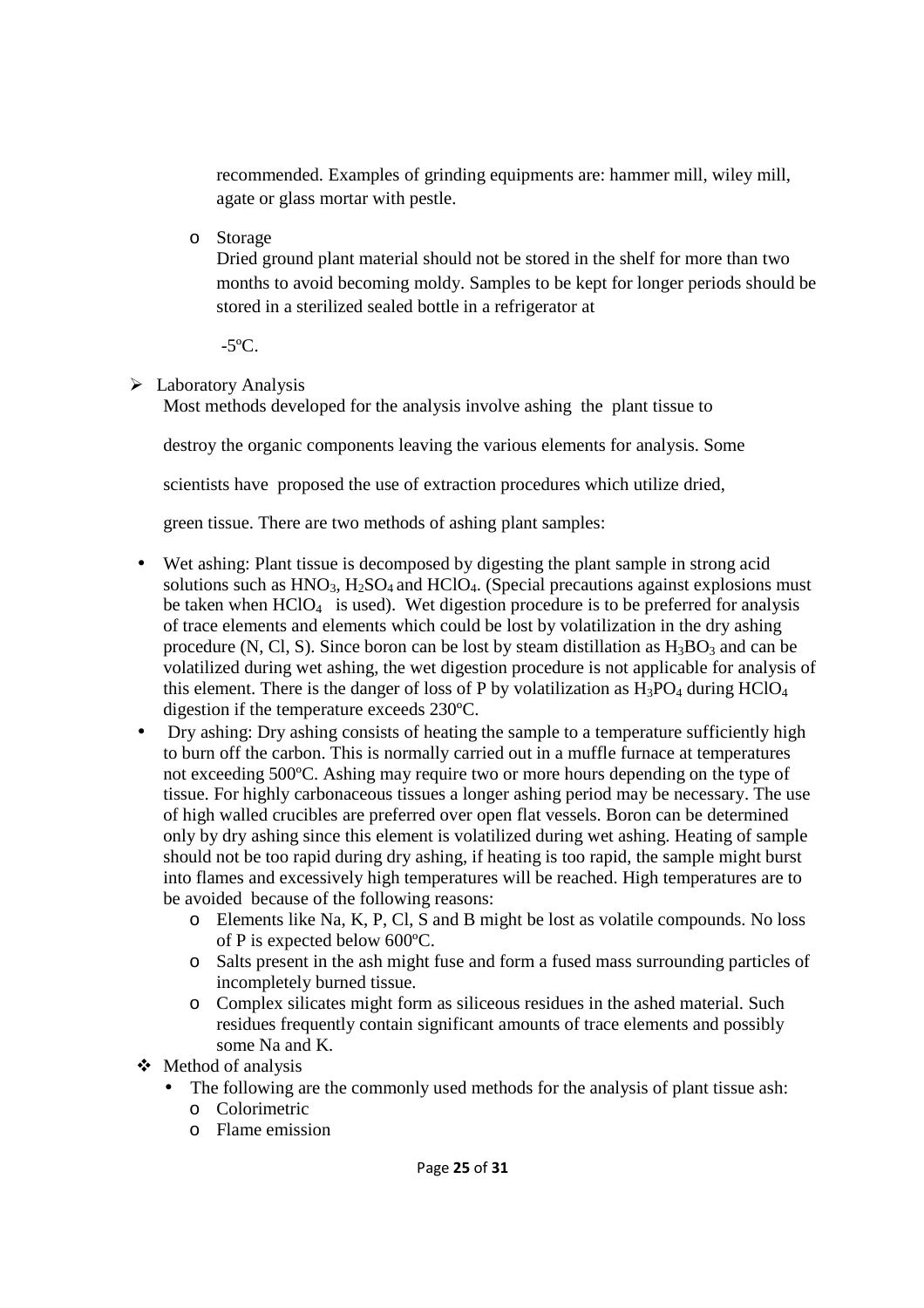recommended. Examples of grinding equipments are: hammer mill, wiley mill, agate or glass mortar with pestle.

- Storage

  Dried ground plant material should not be stored in the shelf for more than two months to avoid becoming moldy. Samples to be kept for longer periods should be stored in a sterilized sealed bottle in a refrigerator at

  -5ºC.

- Laboratory Analysis

  Most methods developed for the analysis involve ashing the plant tissue to destroy the organic components leaving the various elements for analysis. Some scientists have proposed the use of extraction procedures which utilize dried, green tissue. There are two methods of ashing plant samples:

- Wet ashing: Plant tissue is decomposed by digesting the plant sample in strong acid solutions such as $HNO_3$, $H_2SO_4$ and $HClO_4$. (Special precautions against explosions must be taken when $HClO_4$ is used). Wet digestion procedure is to be preferred for analysis of trace elements and elements which could be lost by volatilization in the dry ashing procedure (N, Cl, S). Since boron can be lost by steam distillation as $H_3BO_3$ and can be volatilized during wet ashing, the wet digestion procedure is not applicable for analysis of this element. There is the danger of loss of P by volatilization as $H_3PO_4$ during $HClO_4$ digestion if the temperature exceeds 230ºC.
- Dry ashing: Dry ashing consists of heating the sample to a temperature sufficiently high to burn off the carbon. This is normally carried out in a muffle furnace at temperatures not exceeding 500ºC. Ashing may require two or more hours depending on the type of tissue. For highly carbonaceous tissues a longer ashing period may be necessary. The use of high walled crucibles are preferred over open flat vessels. Boron can be determined only by dry ashing since this element is volatilized during wet ashing. Heating of sample should not be too rapid during dry ashing, if heating is too rapid, the sample might burst into flames and excessively high temperatures will be reached. High temperatures are to be avoided because of the following reasons:
  - Elements like Na, K, P, Cl, S and B might be lost as volatile compounds. No loss of P is expected below 600ºC.
  - Salts present in the ash might fuse and form a fused mass surrounding particles of incompletely burned tissue.
  - Complex silicates might form as siliceous residues in the ashed material. Such residues frequently contain significant amounts of trace elements and possibly some Na and K.
- Method of analysis
  - The following are the commonly used methods for the analysis of plant tissue ash:
    - Colorimetric
    - Flame emission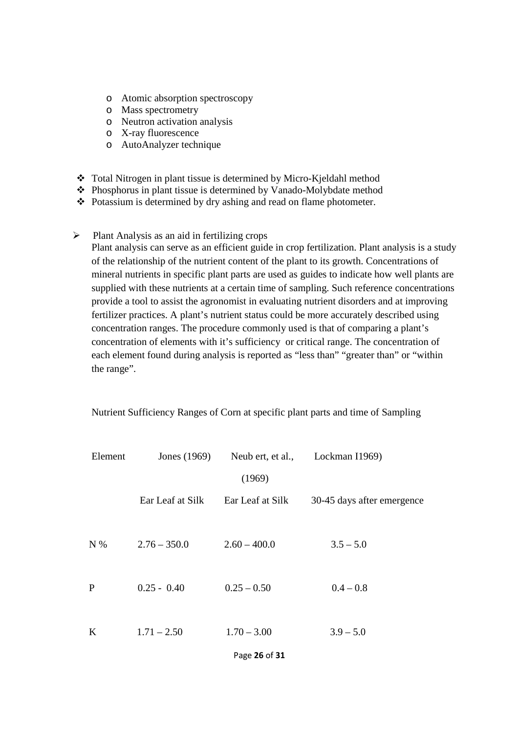- Atomic absorption spectroscopy
- Mass spectrometry
- Neutron activation analysis
- X-ray fluorescence
- AutoAnalyzer technique

- Total Nitrogen in plant tissue is determined by Micro-Kjeldahl method
- Phosphorus in plant tissue is determined by Vanado-Molybdate method
- Potassium is determined by dry ashing and read on flame photometer.

- Plant Analysis as an aid in fertilizing crops

  Plant analysis can serve as an efficient guide in crop fertilization. Plant analysis is a study of the relationship of the nutrient content of the plant to its growth. Concentrations of mineral nutrients in specific plant parts are used as guides to indicate how well plants are supplied with these nutrients at a certain time of sampling. Such reference concentrations provide a tool to assist the agronomist in evaluating nutrient disorders and at improving fertilizer practices. A plant's nutrient status could be more accurately described using concentration ranges. The procedure commonly used is that of comparing a plant's concentration of elements with it's sufficiency or critical range. The concentration of each element found during analysis is reported as "less than" "greater than" or "within the range".

Nutrient Sufficiency Ranges of Corn at specific plant parts and time of Sampling

| Element | Jones (1969) | Neub ert, et al., (1969) | Lockman I1969) |
|---|---|---|---|
| | Ear Leaf at Silk | Ear Leaf at Silk | 30-45 days after emergence |
| N % | 2.76 – 350.0 | 2.60 – 400.0 | 3.5 – 5.0 |
| P | 0.25 - 0.40 | 0.25 – 0.50 | 0.4 – 0.8 |
| K | 1.71 – 2.50 | 1.70 – 3.00 | 3.9 – 5.0 |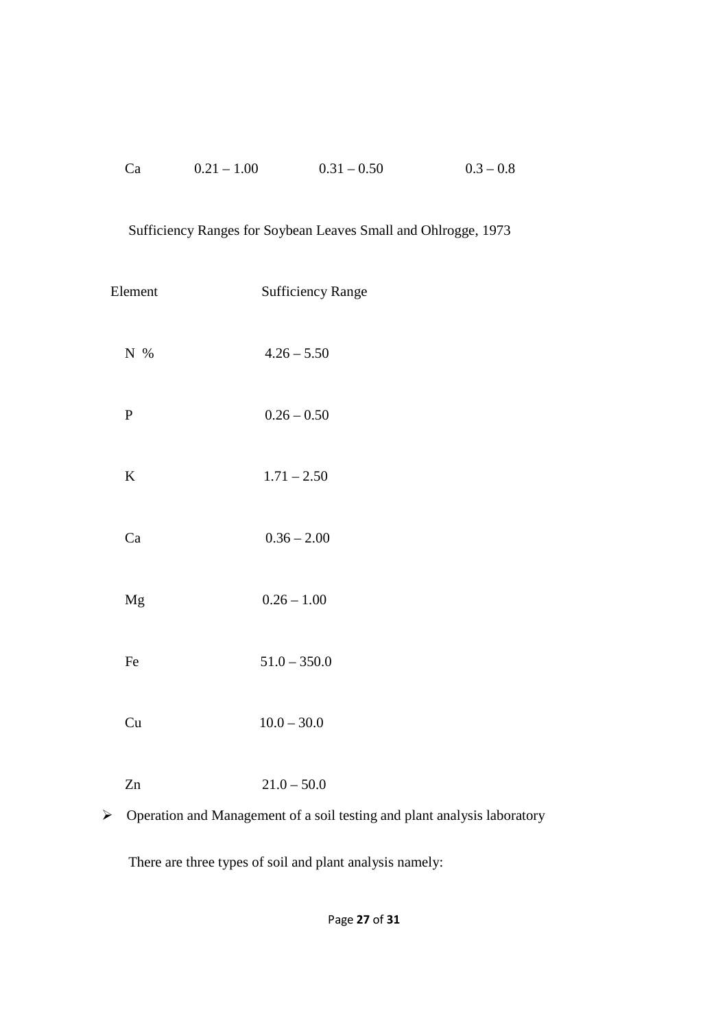| Ca | 0.21 – 1.00 | 0.31 – 0.50 | 0.3 – 0.8 |
|---|---|---|---|

Sufficiency Ranges for Soybean Leaves Small and Ohlrogge, 1973

| Element | Sufficiency Range |
|---|---|
| N % | 4.26 – 5.50 |
| P | 0.26 – 0.50 |
| K | 1.71 – 2.50 |
| Ca | 0.36 – 2.00 |
| Mg | 0.26 – 1.00 |
| Fe | 51.0 – 350.0 |
| Cu | 10.0 – 30.0 |
| Zn | 21.0 – 50.0 |

- Operation and Management of a soil testing and plant analysis laboratory

There are three types of soil and plant analysis namely: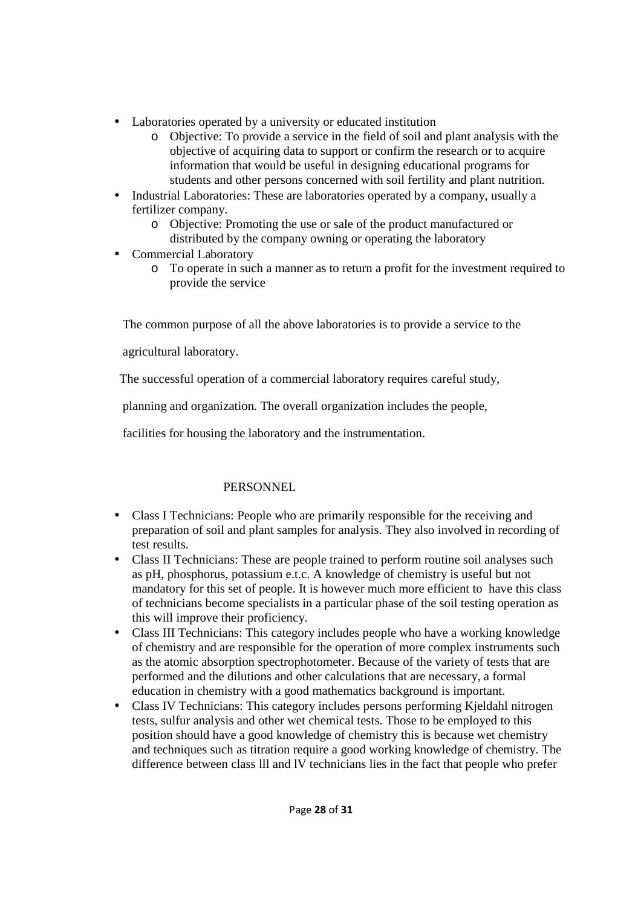- Laboratories operated by a university or educated institution
    - Objective: To provide a service in the field of soil and plant analysis with the objective of acquiring data to support or confirm the research or to acquire information that would be useful in designing educational programs for students and other persons concerned with soil fertility and plant nutrition.
- Industrial Laboratories: These are laboratories operated by a company, usually a fertilizer company.
    - Objective: Promoting the use or sale of the product manufactured or distributed by the company owning or operating the laboratory
- Commercial Laboratory
    - To operate in such a manner as to return a profit for the investment required to provide the service

The common purpose of all the above laboratories is to provide a service to the agricultural laboratory.

The successful operation of a commercial laboratory requires careful study, planning and organization. The overall organization includes the people, facilities for housing the laboratory and the instrumentation.

## PERSONNEL

- Class I Technicians: People who are primarily responsible for the receiving and preparation of soil and plant samples for analysis. They also involved in recording of test results.
- Class II Technicians: These are people trained to perform routine soil analyses such as pH, phosphorus, potassium e.t.c. A knowledge of chemistry is useful but not mandatory for this set of people. It is however much more efficient to have this class of technicians become specialists in a particular phase of the soil testing operation as this will improve their proficiency.
- Class III Technicians: This category includes people who have a working knowledge of chemistry and are responsible for the operation of more complex instruments such as the atomic absorption spectrophotometer. Because of the variety of tests that are performed and the dilutions and other calculations that are necessary, a formal education in chemistry with a good mathematics background is important.
- Class IV Technicians: This category includes persons performing Kjeldahl nitrogen tests, sulfur analysis and other wet chemical tests. Those to be employed to this position should have a good knowledge of chemistry this is because wet chemistry and techniques such as titration require a good working knowledge of chemistry. The difference between class lll and lV technicians lies in the fact that people who prefer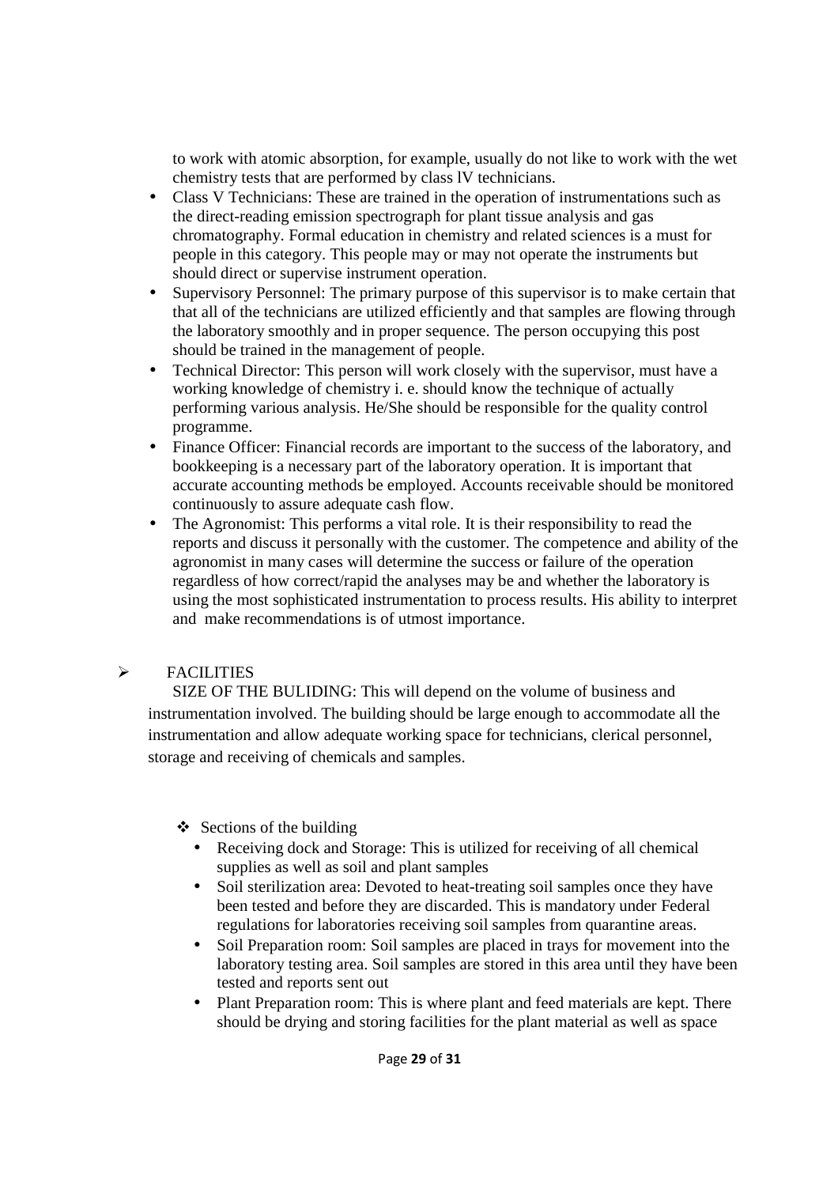to work with atomic absorption, for example, usually do not like to work with the wet chemistry tests that are performed by class lV technicians.

- Class V Technicians: These are trained in the operation of instrumentations such as the direct-reading emission spectrograph for plant tissue analysis and gas chromatography. Formal education in chemistry and related sciences is a must for people in this category. This people may or may not operate the instruments but should direct or supervise instrument operation.
- Supervisory Personnel: The primary purpose of this supervisor is to make certain that that all of the technicians are utilized efficiently and that samples are flowing through the laboratory smoothly and in proper sequence. The person occupying this post should be trained in the management of people.
- Technical Director: This person will work closely with the supervisor, must have a working knowledge of chemistry i. e. should know the technique of actually performing various analysis. He/She should be responsible for the quality control programme.
- Finance Officer: Financial records are important to the success of the laboratory, and bookkeeping is a necessary part of the laboratory operation. It is important that accurate accounting methods be employed. Accounts receivable should be monitored continuously to assure adequate cash flow.
- The Agronomist: This performs a vital role. It is their responsibility to read the reports and discuss it personally with the customer. The competence and ability of the agronomist in many cases will determine the success or failure of the operation regardless of how correct/rapid the analyses may be and whether the laboratory is using the most sophisticated instrumentation to process results. His ability to interpret and make recommendations is of utmost importance.

➢ FACILITIES

SIZE OF THE BULIDING: This will depend on the volume of business and instrumentation involved. The building should be large enough to accommodate all the instrumentation and allow adequate working space for technicians, clerical personnel, storage and receiving of chemicals and samples.

❖ Sections of the building

- Receiving dock and Storage: This is utilized for receiving of all chemical supplies as well as soil and plant samples
- Soil sterilization area: Devoted to heat-treating soil samples once they have been tested and before they are discarded. This is mandatory under Federal regulations for laboratories receiving soil samples from quarantine areas.
- Soil Preparation room: Soil samples are placed in trays for movement into the laboratory testing area. Soil samples are stored in this area until they have been tested and reports sent out
- Plant Preparation room: This is where plant and feed materials are kept. There should be drying and storing facilities for the plant material as well as space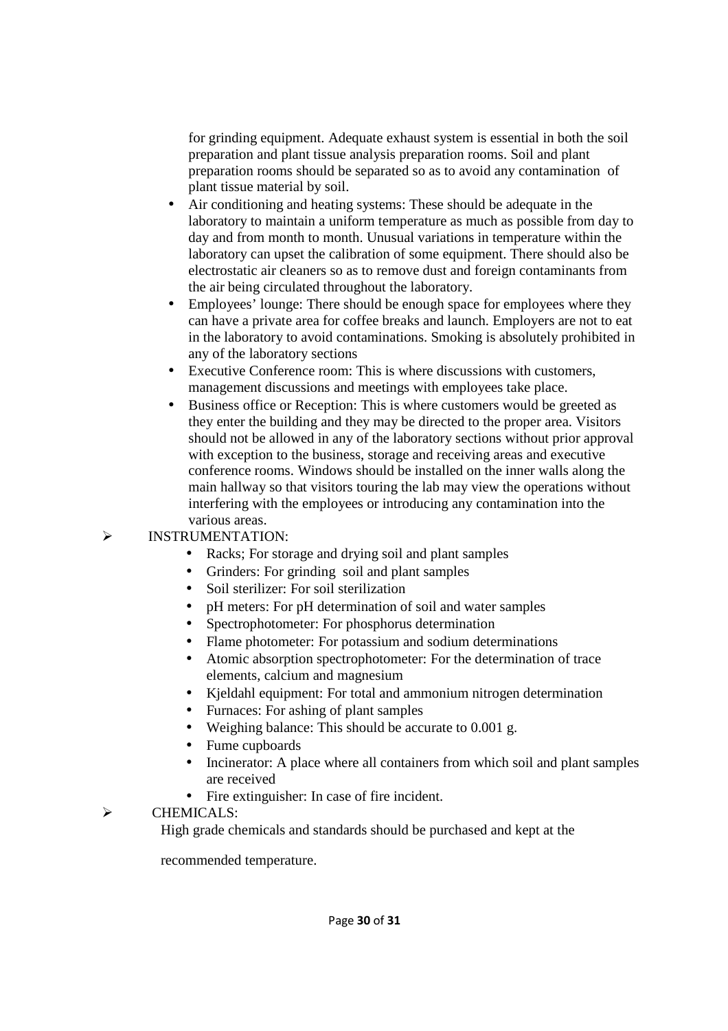for grinding equipment. Adequate exhaust system is essential in both the soil preparation and plant tissue analysis preparation rooms. Soil and plant preparation rooms should be separated so as to avoid any contamination of plant tissue material by soil.

- Air conditioning and heating systems: These should be adequate in the laboratory to maintain a uniform temperature as much as possible from day to day and from month to month. Unusual variations in temperature within the laboratory can upset the calibration of some equipment. There should also be electrostatic air cleaners so as to remove dust and foreign contaminants from the air being circulated throughout the laboratory.
- Employees' lounge: There should be enough space for employees where they can have a private area for coffee breaks and launch. Employers are not to eat in the laboratory to avoid contaminations. Smoking is absolutely prohibited in any of the laboratory sections
- Executive Conference room: This is where discussions with customers, management discussions and meetings with employees take place.
- Business office or Reception: This is where customers would be greeted as they enter the building and they may be directed to the proper area. Visitors should not be allowed in any of the laboratory sections without prior approval with exception to the business, storage and receiving areas and executive conference rooms. Windows should be installed on the inner walls along the main hallway so that visitors touring the lab may view the operations without interfering with the employees or introducing any contamination into the various areas.

➢ INSTRUMENTATION:

- Racks; For storage and drying soil and plant samples
- Grinders: For grinding soil and plant samples
- Soil sterilizer: For soil sterilization
- pH meters: For pH determination of soil and water samples
- Spectrophotometer: For phosphorus determination
- Flame photometer: For potassium and sodium determinations
- Atomic absorption spectrophotometer: For the determination of trace elements, calcium and magnesium
- Kjeldahl equipment: For total and ammonium nitrogen determination
- Furnaces: For ashing of plant samples
- Weighing balance: This should be accurate to 0.001 g.
- Fume cupboards
- Incinerator: A place where all containers from which soil and plant samples are received
- Fire extinguisher: In case of fire incident.

➢ CHEMICALS:

High grade chemicals and standards should be purchased and kept at the recommended temperature.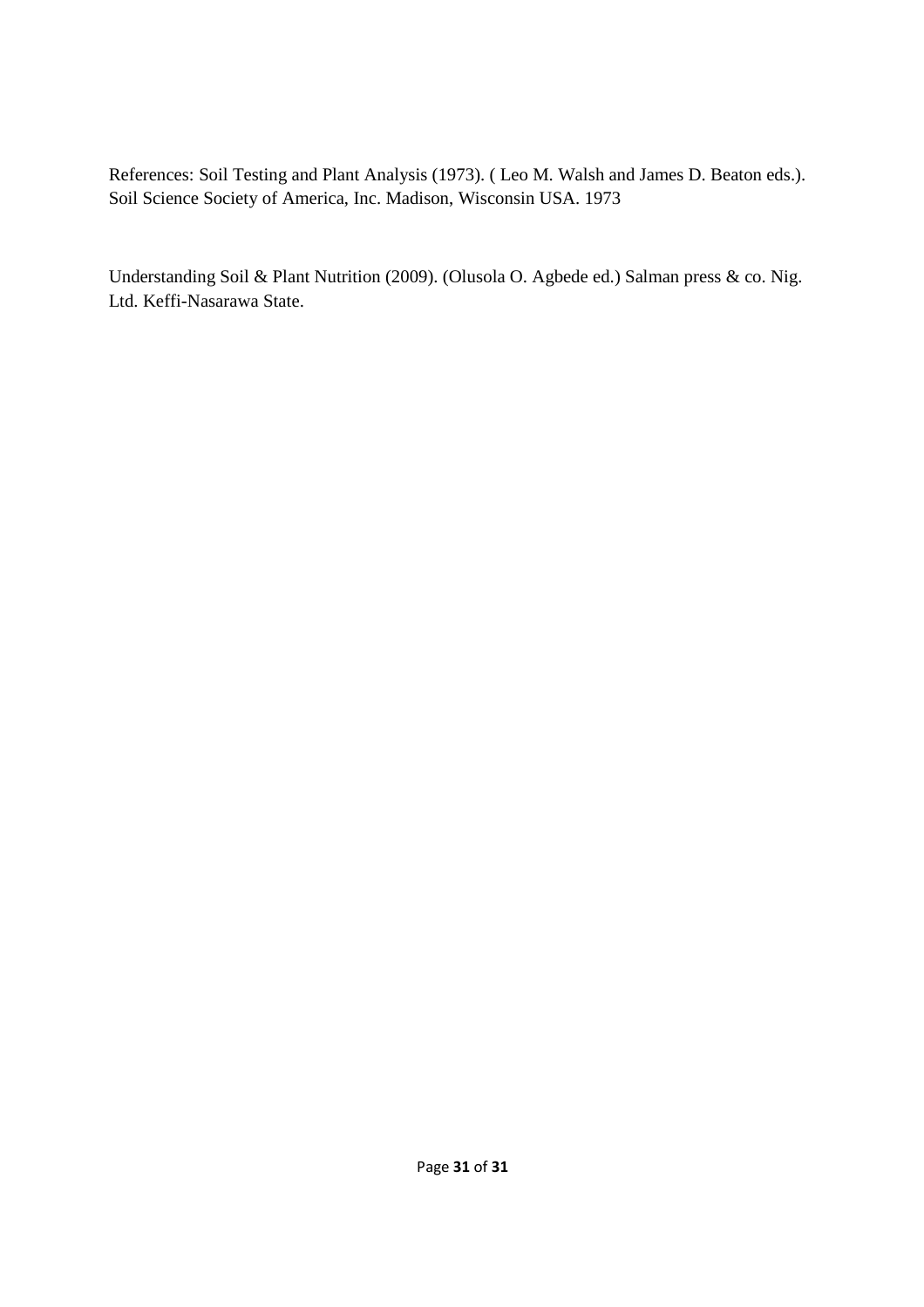References: Soil Testing and Plant Analysis (1973). ( Leo M. Walsh and James D. Beaton eds.). Soil Science Society of America, Inc. Madison, Wisconsin USA. 1973

Understanding Soil & Plant Nutrition (2009). (Olusola O. Agbede ed.) Salman press & co. Nig. Ltd. Keffi-Nasarawa State.